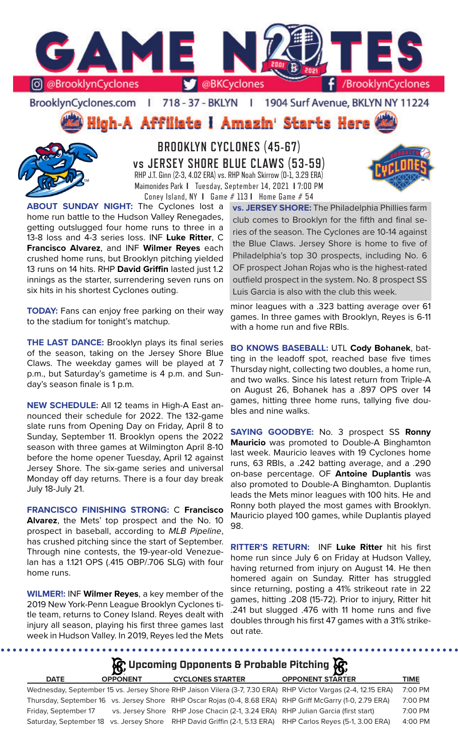# GAME NOTES

@BrooklynCyclones | @BKCyclones | /BrooklynCyclones

BrooklynCyclones.com | 718 - 37 - BKLYN | 1904 Surf Avenue, BKLYN NY 11224

## High-A Affiliate I Amazin' Starts Here

## BROOKLYN CYCLONES (45-67) vs JERSEY SHORE BLUE CLAWS (53-59)

RHP J.T. Ginn (2-3, 4.02 ERA) vs. RHP Noah Skirrow (0-1, 3.29 ERA)
Maimonides Park | Tuesday, September 14, 2021 | 7:00 PM
Coney Island, NY | Game # 113 | Home Game # 54

**ABOUT SUNDAY NIGHT:** The Cyclones lost a home run battle to the Hudson Valley Renegades, getting outslugged four home runs to three in a 13-8 loss and 4-3 series loss. INF **Luke Ritter**, C **Francisco Alvarez**, and INF **Wilmer Reyes** each crushed home runs, but Brooklyn pitching yielded 13 runs on 14 hits. RHP **David Griffin** lasted just 1.2 innings as the starter, surrendering seven runs on six hits in his shortest Cyclones outing.

**TODAY:** Fans can enjoy free parking on their way to the stadium for tonight's matchup.

**THE LAST DANCE:** Brooklyn plays its final series of the season, taking on the Jersey Shore Blue Claws. The weekday games will be played at 7 p.m., but Saturday's gametime is 4 p.m. and Sunday's season finale is 1 p.m.

**NEW SCHEDULE:** All 12 teams in High-A East announced their schedule for 2022. The 132-game slate runs from Opening Day on Friday, April 8 to Sunday, September 11. Brooklyn opens the 2022 season with three games at Wilmington April 8-10 before the home opener Tuesday, April 12 against Jersey Shore. The six-game series and universal Monday off day returns. There is a four day break July 18-July 21.

**FRANCISCO FINISHING STRONG:** C **Francisco Alvarez**, the Mets' top prospect and the No. 10 prospect in baseball, according to *MLB Pipeline*, has crushed pitching since the start of September. Through nine contests, the 19-year-old Venezuelan has a 1.121 OPS (.415 OBP/.706 SLG) with four home runs.

**WILMER!:** INF **Wilmer Reyes**, a key member of the 2019 New York-Penn League Brooklyn Cyclones title team, returns to Coney Island. Reyes dealt with injury all season, playing his first three games last week in Hudson Valley. In 2019, Reyes led the Mets minor leagues with a .323 batting average over 61 games. In three games with Brooklyn, Reyes is 6-11 with a home run and five RBIs.

**vs. JERSEY SHORE:** The Philadelphia Phillies farm club comes to Brooklyn for the fifth and final series of the season. The Cyclones are 10-14 against the Blue Claws. Jersey Shore is home to five of Philadelphia's top 30 prospects, including No. 6 OF prospect Johan Rojas who is the highest-rated outfield prospect in the system. No. 8 prospect SS Luis Garcia is also with the club this week.

**BO KNOWS BASEBALL:** UTL **Cody Bohanek**, batting in the leadoff spot, reached base five times Thursday night, collecting two doubles, a home run, and two walks. Since his latest return from Triple-A on August 26, Bohanek has a .897 OPS over 14 games, hitting three home runs, tallying five doubles and nine walks.

**SAYING GOODBYE:** No. 3 prospect SS **Ronny Mauricio** was promoted to Double-A Binghamton last week. Mauricio leaves with 19 Cyclones home runs, 63 RBIs, a .242 batting average, and a .290 on-base percentage. OF **Antoine Duplantis** was also promoted to Double-A Binghamton. Duplantis leads the Mets minor leagues with 100 hits. He and Ronny both played the most games with Brooklyn. Mauricio played 100 games, while Duplantis played 98.

**RITTER'S RETURN:** INF **Luke Ritter** hit his first home run since July 6 on Friday at Hudson Valley, having returned from injury on August 14. He then homered again on Sunday. Ritter has struggled since returning, posting a 41% strikeout rate in 22 games, hitting .208 (15-72). Prior to injury, Ritter hit .241 but slugged .476 with 11 home runs and five doubles through his first 47 games with a 31% strikeout rate.

### Upcoming Opponents & Probable Pitching

| DATE | OPPONENT | CYCLONES STARTER | OPPONENT STARTER | TIME |
|---|---|---|---|---|
| Wednesday, September 15 | vs. Jersey Shore | RHP Jaison Vilera (3-7, 7.30 ERA) | RHP Victor Vargas (2-4, 12.15 ERA) | 7:00 PM |
| Thursday, September 16 | vs. Jersey Shore | RHP Oscar Rojas (0-4, 8.68 ERA) | RHP Griff McGarry (1-0, 2.79 ERA) | 7:00 PM |
| Friday, September 17 | vs. Jersey Shore | RHP Jose Chacin (2-1, 3.24 ERA) | RHP Julian Garcia (first start) | 7:00 PM |
| Saturday, September 18 | vs. Jersey Shore | RHP David Griffin (2-1, 5.13 ERA) | RHP Carlos Reyes (5-1, 3.00 ERA) | 4:00 PM |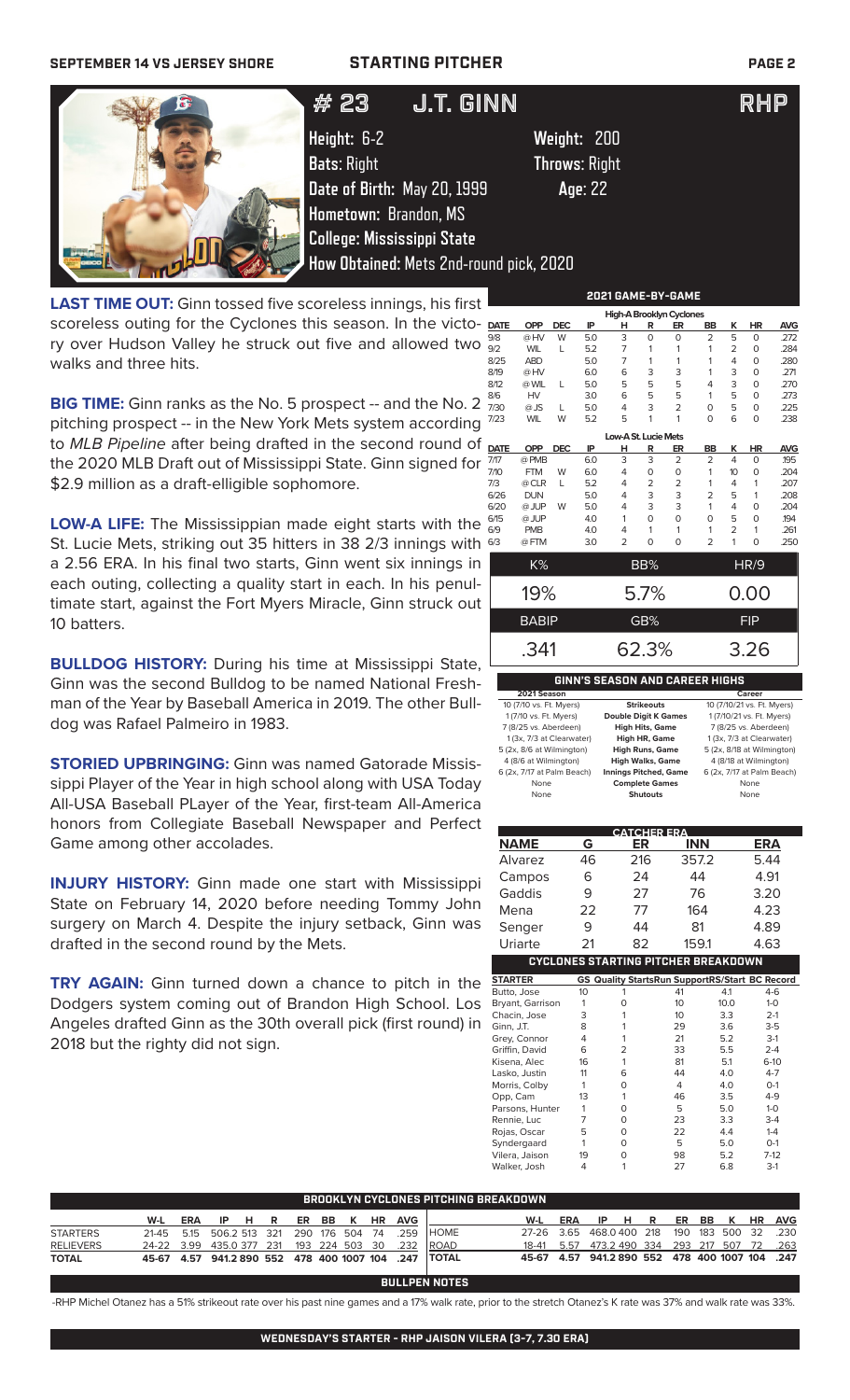SEPTEMBER 14 VS JERSEY SHORE — STARTING PITCHER

# #23 J.T. GINN — RHP

Height: 6-2
Weight: 200
Bats: Right
Throws: Right
Date of Birth: May 20, 1999
Age: 22
Hometown: Brandon, MS
College: Mississippi State
How Obtained: Mets 2nd-round pick, 2020

**LAST TIME OUT:** Ginn tossed five scoreless innings, his first scoreless outing for the Cyclones this season. In the victory over Hudson Valley he struck out five and allowed two walks and three hits.

**BIG TIME:** Ginn ranks as the No. 5 prospect -- and the No. 2 pitching prospect -- in the New York Mets system according to *MLB Pipeline* after being drafted in the second round of the 2020 MLB Draft out of Mississippi State. Ginn signed for $2.9 million as a draft-eligible sophomore.

**LOW-A LIFE:** The Mississippian made eight starts with the St. Lucie Mets, striking out 35 hitters in 38 2/3 innings with a 2.56 ERA. In his final two starts, Ginn went six innings in each outing, collecting a quality start in each. In his penultimate start, against the Fort Myers Miracle, Ginn struck out 10 batters.

**BULLDOG HISTORY:** During his time at Mississippi State, Ginn was the second Bulldog to be named National Freshman of the Year by Baseball America in 2019. The other Bulldog was Rafael Palmeiro in 1983.

**STORIED UPBRINGING:** Ginn was named Gatorade Mississippi Player of the Year in high school along with USA Today All-USA Baseball PLayer of the Year, first-team All-America honors from Collegiate Baseball Newspaper and Perfect Game among other accolades.

**INJURY HISTORY:** Ginn made one start with Mississippi State on February 14, 2020 before needing Tommy John surgery on March 4. Despite the injury setback, Ginn was drafted in the second round by the Mets.

**TRY AGAIN:** Ginn turned down a chance to pitch in the Dodgers system coming out of Brandon High School. Los Angeles drafted Ginn as the 30th overall pick (first round) in 2018 but the righty did not sign.

## 2021 GAME-BY-GAME

**High-A Brooklyn Cyclones**

| DATE | OPP | DEC | IP | H | R | ER | BB | K | HR | AVG |
|---|---|---|---|---|---|---|---|---|---|---|
| 9/8 | @ HV | W | 5.0 | 3 | 0 | 0 | 2 | 5 | 0 | .272 |
| 9/2 | WIL | L | 5.2 | 7 | 1 | 1 | 1 | 2 | 0 | .284 |
| 8/25 | ABD | | 5.0 | 7 | 1 | 1 | 1 | 4 | 0 | .280 |
| 8/19 | @ HV | | 6.0 | 6 | 3 | 3 | 1 | 3 | 0 | .271 |
| 8/12 | @ WIL | L | 5.0 | 5 | 5 | 5 | 4 | 3 | 0 | .270 |
| 8/6 | HV | | 3.0 | 6 | 5 | 5 | 1 | 5 | 0 | .273 |
| 7/30 | @ JS | L | 5.0 | 4 | 3 | 2 | 0 | 5 | 0 | .225 |
| 7/23 | WIL | W | 5.2 | 5 | 1 | 1 | 0 | 6 | 0 | .238 |

**Low-A St. Lucie Mets**

| DATE | OPP | DEC | IP | H | R | ER | BB | K | HR | AVG |
|---|---|---|---|---|---|---|---|---|---|---|
| 7/17 | @ PMB | | 6.0 | 3 | 3 | 2 | 2 | 4 | 0 | .195 |
| 7/10 | FTM | W | 6.0 | 4 | 0 | 0 | 1 | 10 | 0 | .204 |
| 7/3 | @ CLR | L | 5.2 | 4 | 2 | 2 | 1 | 4 | 1 | .207 |
| 6/26 | DUN | | 5.0 | 4 | 3 | 3 | 2 | 5 | 1 | .208 |
| 6/20 | @ JUP | W | 5.0 | 4 | 3 | 3 | 1 | 4 | 0 | .204 |
| 6/15 | @ JUP | | 4.0 | 1 | 0 | 0 | 0 | 5 | 0 | .194 |
| 6/9 | PMB | | 4.0 | 4 | 1 | 1 | 1 | 2 | 1 | .261 |
| 6/3 | @ FTM | | 3.0 | 2 | 0 | 0 | 2 | 1 | 0 | .250 |

| K% | BB% | HR/9 |
|---|---|---|
| 19% | 5.7% | 0.00 |
| **BABIP** | **GB%** | **FIP** |
| .341 | 62.3% | 3.26 |

## GINN'S SEASON AND CAREER HIGHS

| 2021 Season | | Career |
|---|---|---|
| 10 (7/10 vs. Ft. Myers) | Strikeouts | 10 (7/10/21 vs. Ft. Myers) |
| 1 (7/10 vs. Ft. Myers) | Double Digit K Games | 1 (7/10/21 vs. Ft. Myers) |
| 7 (8/25 vs. Aberdeen) | High Hits, Game | 7 (8/25 vs. Aberdeen) |
| 1 (3x, 7/3 at Clearwater) | High HR, Game | 1 (3x, 7/3 at Clearwater) |
| 5 (2x, 8/6 at Wilmington) | High Runs, Game | 5 (2x, 8/18 at Wilmington) |
| 4 (8/6 at Wilmington) | High Walks, Game | 4 (8/18 at Wilmington) |
| 6 (2x, 7/17 at Palm Beach) | Innings Pitched, Game | 6 (2x, 7/17 at Palm Beach) |
| None | Complete Games | None |
| None | Shutouts | None |

## CATCHER ERA

| NAME | G | ER | INN | ERA |
|---|---|---|---|---|
| Alvarez | 46 | 216 | 357.2 | 5.44 |
| Campos | 6 | 24 | 44 | 4.91 |
| Gaddis | 9 | 27 | 76 | 3.20 |
| Mena | 22 | 77 | 164 | 4.23 |
| Senger | 9 | 44 | 81 | 4.89 |
| Uriarte | 21 | 82 | 159.1 | 4.63 |

## CYCLONES STARTING PITCHER BREAKDOWN

| STARTER | GS | Quality Starts | Run Support | RS/Start | BC Record |
|---|---|---|---|---|---|
| Butto, Jose | 10 | 1 | 41 | 4.1 | 4-6 |
| Bryant, Garrison | 1 | 0 | 10 | 10.0 | 1-0 |
| Chacin, Jose | 3 | 1 | 10 | 3.3 | 2-1 |
| Ginn, J.T. | 8 | 1 | 29 | 3.6 | 3-5 |
| Grey, Connor | 4 | 1 | 21 | 5.2 | 3-1 |
| Griffin, David | 6 | 2 | 33 | 5.5 | 2-4 |
| Kisena, Alec | 16 | 1 | 81 | 5.1 | 6-10 |
| Lasko, Justin | 11 | 6 | 44 | 4.0 | 4-7 |
| Morris, Colby | 1 | 0 | 4 | 4.0 | 0-1 |
| Opp, Cam | 13 | 1 | 46 | 3.5 | 4-9 |
| Parsons, Hunter | 1 | 0 | 5 | 5.0 | 1-0 |
| Rennie, Luc | 7 | 0 | 23 | 3.3 | 3-4 |
| Rojas, Oscar | 5 | 0 | 22 | 4.4 | 1-4 |
| Syndergaard | 1 | 0 | 5 | 5.0 | 0-1 |
| Vilera, Jaison | 19 | 0 | 98 | 5.2 | 7-12 |
| Walker, Josh | 4 | 1 | 27 | 6.8 | 3-1 |

## BROOKLYN CYCLONES PITCHING BREAKDOWN

| | W-L | ERA | IP | H | R | ER | BB | K | HR | AVG |
|---|---|---|---|---|---|---|---|---|---|---|
| STARTERS | 21-45 | 5.15 | 506.2 | 513 | 321 | 290 | 176 | 504 | 74 | .259 |
| RELIEVERS | 24-22 | 3.99 | 435.0 | 377 | 231 | 193 | 224 | 503 | 30 | .232 |
| TOTAL | 45-67 | 4.57 | 941.2 | 890 | 552 | 478 | 400 | 1007 | 104 | .247 |

| | W-L | ERA | IP | H | R | ER | BB | K | HR | AVG |
|---|---|---|---|---|---|---|---|---|---|---|
| HOME | 27-26 | 3.65 | 468.0 | 400 | 218 | 190 | 183 | 500 | 32 | .230 |
| ROAD | 18-41 | 5.57 | 473.2 | 490 | 334 | 293 | 217 | 507 | 72 | .263 |
| TOTAL | 45-67 | 4.57 | 941.2 | 890 | 552 | 478 | 400 | 1007 | 104 | .247 |

## BULLPEN NOTES

-RHP Michel Otanez has a 51% strikeout rate over his past nine games and a 17% walk rate, prior to the stretch Otanez's K rate was 37% and walk rate was 33%.

**WEDNESDAY'S STARTER - RHP JAISON VILERA (3-7, 7.30 ERA)**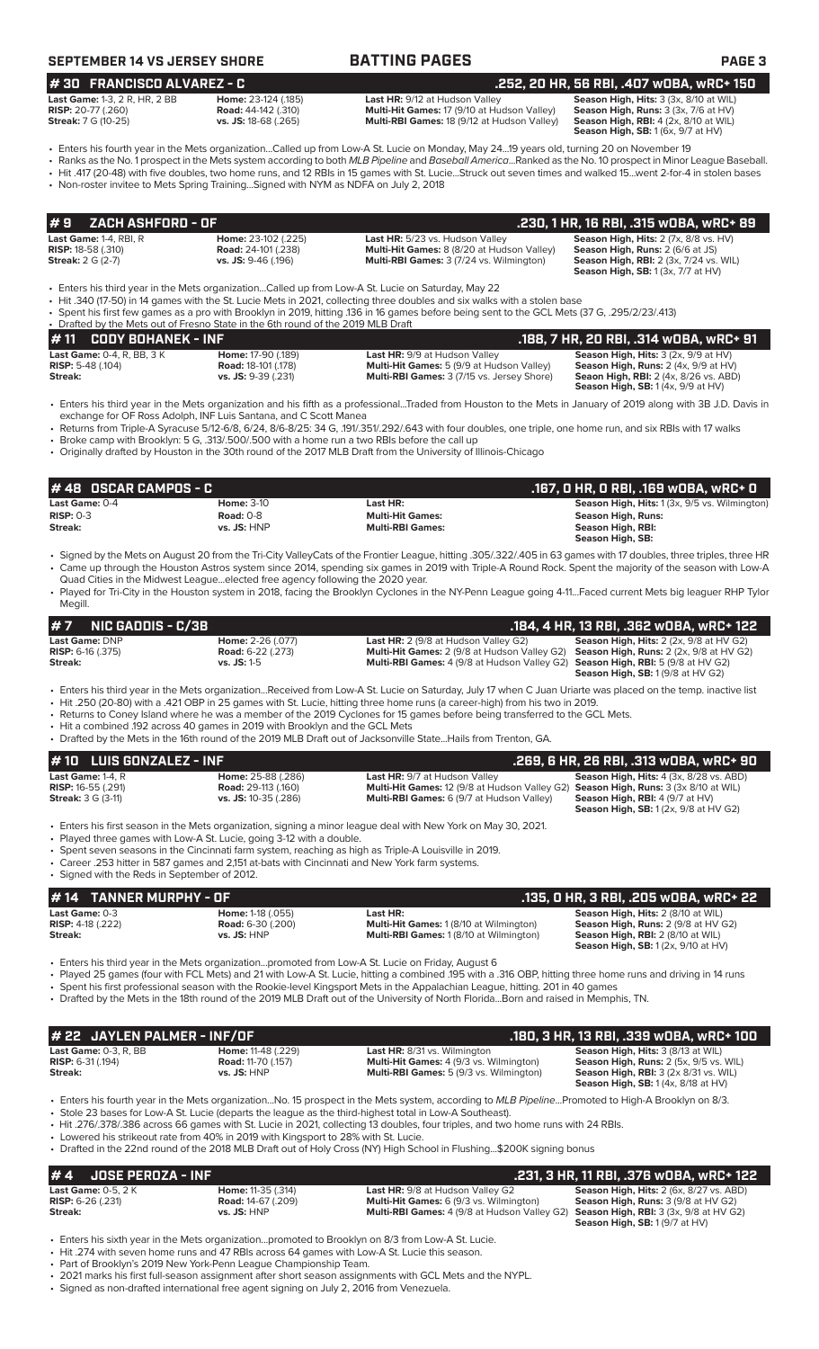## # 30 FRANCISCO ALVAREZ - C — .252, 20 HR, 56 RBI, .407 wOBA, wRC+ 150

**Last Game:** 1-3, 2 R, HR, 2 BB
**RISP:** 20-77 (.260)
**Streak:** 7 G (10-25)

**Home:** 23-124 (.185)
**Road:** 44-142 (.310)
**vs. JS:** 18-68 (.265)

**Last HR:** 9/12 at Hudson Valley
**Multi-Hit Games:** 17 (9/10 at Hudson Valley)
**Multi-RBI Games:** 18 (9/12 at Hudson Valley)

**Season High, Hits:** 3 (3x, 8/10 at WIL)
**Season High, Runs:** 3 (3x, 7/6 at HV)
**Season High, RBI:** 4 (2x, 8/10 at WIL)
**Season High, SB:** 1 (6x, 9/7 at HV)

- Enters his fourth year in the Mets organization...Called up from Low-A St. Lucie on Monday, May 24...19 years old, turning 20 on November 19
- Ranks as the No. 1 prospect in the Mets system according to both *MLB Pipeline* and *Baseball America*...Ranked as the No. 10 prospect in Minor League Baseball.
- Hit .417 (20-48) with five doubles, two home runs, and 12 RBIs in 15 games with St. Lucie...Struck out seven times and walked 15...went 2-for-4 in stolen bases
- Non-roster invitee to Mets Spring Training...Signed with NYM as NDFA on July 2, 2018

## # 9 ZACH ASHFORD - OF — .230, 1 HR, 16 RBI, .315 wOBA, wRC+ 89

**Last Game:** 1-4, RBI, R
**RISP:** 18-58 (.310)
**Streak:** 2 G (2-7)

**Home:** 23-102 (.225)
**Road:** 24-101 (.238)
**vs. JS:** 9-46 (.196)

**Last HR:** 5/23 vs. Hudson Valley
**Multi-Hit Games:** 8 (8/20 at Hudson Valley)
**Multi-RBI Games:** 3 (7/24 vs. Wilmington)

**Season High, Hits:** 2 (7x, 8/8 vs. HV)
**Season High, Runs:** 2 (6/6 at JS)
**Season High, RBI:** 2 (3x, 7/24 vs. WIL)
**Season High, SB:** 1 (3x, 7/7 at HV)

- Enters his third year in the Mets organization...Called up from Low-A St. Lucie on Saturday, May 22
- Hit .340 (17-50) in 14 games with the St. Lucie Mets in 2021, collecting three doubles and six walks with a stolen base
- Spent his first few games as a pro with Brooklyn in 2019, hitting .136 in 16 games before being sent to the GCL Mets (37 G, .295/2/23/.413)
- Drafted by the Mets out of Fresno State in the 6th round of the 2019 MLB Draft

## # 11 CODY BOHANEK - INF — .188, 7 HR, 20 RBI, .314 wOBA, wRC+ 91

**Last Game:** 0-4, R, BB, 3 K
**RISP:** 5-48 (.104)
**Streak:**

**Home:** 17-90 (.189)
**Road:** 18-101 (.178)
**vs. JS:** 9-39 (.231)

**Last HR:** 9/9 at Hudson Valley
**Multi-Hit Games:** 5 (9/9 at Hudson Valley)
**Multi-RBI Games:** 3 (7/15 vs. Jersey Shore)

**Season High, Hits:** 3 (2x, 9/9 at HV)
**Season High, Runs:** 2 (4x, 9/9 at HV)
**Season High, RBI:** 2 (4x, 8/26 vs. ABD)
**Season High, SB:** 1 (4x, 9/9 at HV)

- Enters his third year in the Mets organization and his fifth as a professional...Traded from Houston to the Mets in January of 2019 along with 3B J.D. Davis in exchange for OF Ross Adolph, INF Luis Santana, and C Scott Manea
- Returns from Triple-A Syracuse 5/12-6/8, 6/24, 8/6-8/25: 34 G, .191/.351/.292/.643 with four doubles, one triple, one home run, and six RBIs with 17 walks
- Broke camp with Brooklyn: 5 G, .313/.500/.500 with a home run a two RBIs before the call up
- Originally drafted by Houston in the 30th round of the 2017 MLB Draft from the University of Illinois-Chicago

## # 48 OSCAR CAMPOS - C — .167, 0 HR, 0 RBI, .169 wOBA, wRC+ 0

**Last Game:** 0-4
**RISP:** 0-3
**Streak:**

**Home:** 3-10
**Road:** 0-8
**vs. JS:** HNP

**Last HR:**
**Multi-Hit Games:**
**Multi-RBI Games:**

**Season High, Hits:** 1 (3x, 9/5 vs. Wilmington)
**Season High, Runs:**
**Season High, RBI:**
**Season High, SB:**

- Signed by the Mets on August 20 from the Tri-City ValleyCats of the Frontier League, hitting .305/.322/.405 in 63 games with 17 doubles, three triples, three HR
- Came up through the Houston Astros system since 2014, spending six games in 2019 with Triple-A Round Rock. Spent the majority of the season with Low-A Quad Cities in the Midwest League...elected free agency following the 2020 year.
- Played for Tri-City in the Houston system in 2018, facing the Brooklyn Cyclones in the NY-Penn League going 4-11...Faced current Mets big leaguer RHP Tylor Megill.

## # 7 NIC GADDIS - C/3B — .184, 4 HR, 13 RBI, .362 wOBA, wRC+ 122

**Last Game:** DNP
**RISP:** 6-16 (.375)
**Streak:**

**Home:** 2-26 (.077)
**Road:** 6-22 (.273)
**vs. JS:** 1-5

**Last HR:** 2 (9/8 at Hudson Valley G2)
**Multi-Hit Games:** 2 (9/8 at Hudson Valley G2)
**Multi-RBI Games:** 4 (9/8 at Hudson Valley G2)

**Season High, Hits:** 2 (2x, 9/8 at HV G2)
**Season High, Runs:** 2 (2x, 9/8 at HV G2)
**Season High, RBI:** 5 (9/8 at HV G2)
**Season High, SB:** 1 (9/8 at HV G2)

- Enters his third year in the Mets organization...Received from Low-A St. Lucie on Saturday, July 17 when C Juan Uriarte was placed on the temp. inactive list
- Hit .250 (20-80) with a .421 OBP in 25 games with St. Lucie, hitting three home runs (a career-high) from his two in 2019.
- Returns to Coney Island where he was a member of the 2019 Cyclones for 15 games before being transferred to the GCL Mets.
- Hit a combined .192 across 40 games in 2019 with Brooklyn and the GCL Mets
- Drafted by the Mets in the 16th round of the 2019 MLB Draft out of Jacksonville State...Hails from Trenton, GA.

## # 10 LUIS GONZALEZ - INF — .269, 6 HR, 26 RBI, .313 wOBA, wRC+ 90

**Last Game:** 1-4, R
**RISP:** 16-55 (.291)
**Streak:** 3 G (3-11)

**Home:** 25-88 (.286)
**Road:** 29-113 (.160)
**vs. JS:** 10-35 (.286)

**Last HR:** 9/7 at Hudson Valley
**Multi-Hit Games:** 12 (9/8 at Hudson Valley G2)
**Multi-RBI Games:** 6 (9/7 at Hudson Valley)

**Season High, Hits:** 4 (3x, 8/28 vs. ABD)
**Season High, Runs:** 3 (3x 8/10 at WIL)
**Season High, RBI:** 4 (9/7 at HV)
**Season High, SB:** 1 (2x, 9/8 at HV G2)

- Enters his first season in the Mets organization, signing a minor league deal with New York on May 30, 2021.
- Played three games with Low-A St. Lucie, going 3-12 with a double.
- Spent seven seasons in the Cincinnati farm system, reaching as high as Triple-A Louisville in 2019.
- Career .253 hitter in 587 games and 2,151 at-bats with Cincinnati and New York farm systems.
- Signed with the Reds in September of 2012.

## # 14 TANNER MURPHY - OF — .135, 0 HR, 3 RBI, .205 wOBA, wRC+ 22

**Last Game:** 0-3
**RISP:** 4-18 (.222)
**Streak:**

**Home:** 1-18 (.055)
**Road:** 6-30 (.200)
**vs. JS:** HNP

**Last HR:**
**Multi-Hit Games:** 1 (8/10 at Wilmington)
**Multi-RBI Games:** 1 (8/10 at Wilmington)

**Season High, Hits:** 2 (8/10 at WIL)
**Season High, Runs:** 2 (9/8 at HV G2)
**Season High, RBI:** 2 (8/10 at WIL)
**Season High, SB:** 1 (2x, 9/10 at HV)

- Enters his third year in the Mets organization...promoted from Low-A St. Lucie on Friday, August 6
- Played 25 games (four with FCL Mets) and 21 with Low-A St. Lucie, hitting a combined .195 with a .316 OBP, hitting three home runs and driving in 14 runs
- Spent his first professional season with the Rookie-level Kingsport Mets in the Appalachian League, hitting .201 in 40 games
- Drafted by the Mets in the 18th round of the 2019 MLB Draft out of the University of North Florida...Born and raised in Memphis, TN.

## # 22 JAYLEN PALMER - INF/OF — .180, 3 HR, 13 RBI, .339 wOBA, wRC+ 100

**Last Game:** 0-3, R, BB
**RISP:** 6-31 (.194)
**Streak:**

**Home:** 11-48 (.229)
**Road:** 11-70 (.157)
**vs. JS:** HNP

**Last HR:** 8/31 vs. Wilmington
**Multi-Hit Games:** 4 (9/3 vs. Wilmington)
**Multi-RBI Games:** 5 (9/3 vs. Wilmington)

**Season High, Hits:** 3 (8/13 at WIL)
**Season High, Runs:** 2 (5x, 9/5 vs. WIL)
**Season High, RBI:** 3 (2x 8/31 vs. WIL)
**Season High, SB:** 1 (4x, 8/18 at HV)

- Enters his fourth year in the Mets organization...No. 15 prospect in the Mets system, according to *MLB Pipeline*...Promoted to High-A Brooklyn on 8/3.
- Stole 23 bases for Low-A St. Lucie (departs the league as the third-highest total in Low-A Southeast).
- Hit .276/.378/.386 across 66 games with St. Lucie in 2021, collecting 13 doubles, four triples, and two home runs with 24 RBIs.
- Lowered his strikeout rate from 40% in 2019 with Kingsport to 28% with St. Lucie.
- Drafted in the 22nd round of the 2018 MLB Draft out of Holy Cross (NY) High School in Flushing...$200K signing bonus

## # 4 JOSE PEROZA - INF — .231, 3 HR, 11 RBI, .376 wOBA, wRC+ 122

**Last Game:** 0-5, 2 K
**RISP:** 6-26 (.231)
**Streak:**

**Home:** 11-35 (.314)
**Road:** 14-67 (.209)
**vs. JS:** HNP

**Last HR:** 9/8 at Hudson Valley G2
**Multi-Hit Games:** 6 (9/3 vs. Wilmington)
**Multi-RBI Games:** 4 (9/8 at Hudson Valley G2)

**Season High, Hits:** 2 (6x, 8/27 vs. ABD)
**Season High, Runs:** 3 (9/8 at HV G2)
**Season High, RBI:** 3 (3x, 9/8 at HV G2)
**Season High, SB:** 1 (9/7 at HV)

- Enters his sixth year in the Mets organization...promoted to Brooklyn on 8/3 from Low-A St. Lucie.
- Hit .274 with seven home runs and 47 RBIs across 64 games with Low-A St. Lucie this season.
- Part of Brooklyn's 2019 New York-Penn League Championship Team.
- 2021 marks his first full-season assignment after short season assignments with GCL Mets and the NYPL.
- Signed as non-drafted international free agent signing on July 2, 2016 from Venezuela.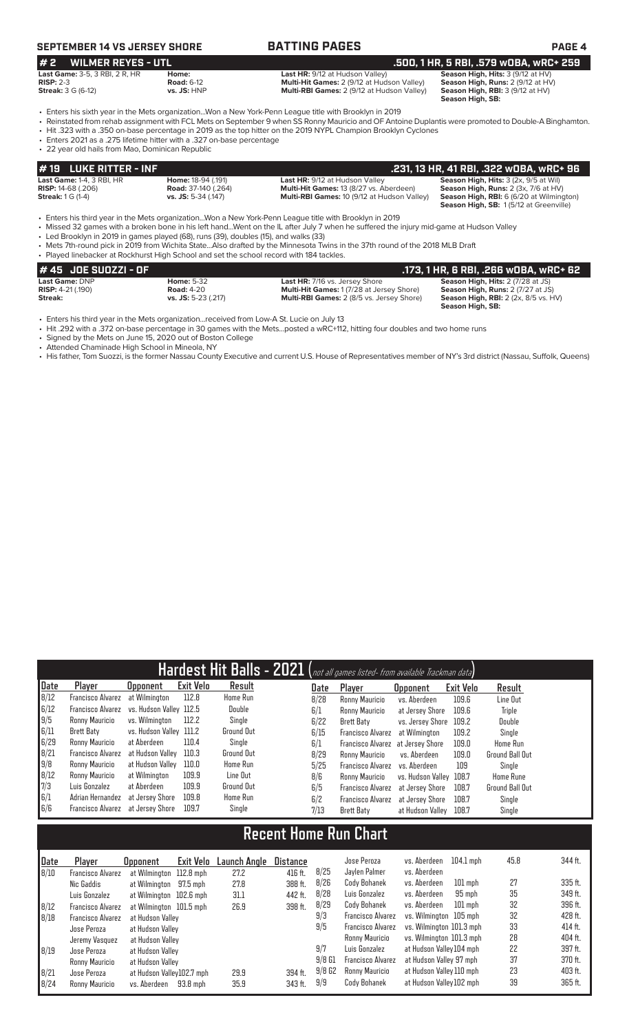**SEPTEMBER 14 VS JERSEY SHORE** — **BATTING PAGES**

## # 2 WILMER REYES - UTL — .500, 1 HR, 5 RBI, .579 wOBA, wRC+ 259

**Last Game:** 3-5, 3 RBI, 2 R, HR
**RISP:** 2-3
**Streak:** 3 G (6-12)

**Home:**
**Road:** 6-12
**vs. JS:** HNP

**Last HR:** 9/12 at Hudson Valley)
**Multi-Hit Games:** 2 (9/12 at Hudson Valley)
**Multi-RBI Games:** 2 (9/12 at Hudson Valley)

**Season High, Hits:** 3 (9/12 at HV)
**Season High, Runs:** 2 (9/12 at HV)
**Season High, RBI:** 3 (9/12 at HV)
**Season High, SB:**

- Enters his sixth year in the Mets organization...Won a New York-Penn League title with Brooklyn in 2019
- Reinstated from rehab assignment with FCL Mets on September 9 when SS Ronny Mauricio and OF Antoine Duplantis were promoted to Double-A Binghamton.
- Hit .323 with a .350 on-base percentage in 2019 as the top hitter on the 2019 NYPL Champion Brooklyn Cyclones
- Enters 2021 as a .275 lifetime hitter with a .327 on-base percentage
- 22 year old hails from Mao, Dominican Republic

## # 19 LUKE RITTER - INF — .231, 13 HR, 41 RBI, .322 wOBA, wRC+ 96

**Last Game:** 1-4, 3 RBI, HR
**RISP:** 14-68 (.206)
**Streak:** 1 G (1-4)

**Home:** 18-94 (.191)
**Road:** 37-140 (.264)
**vs. JS:** 5-34 (.147)

**Last HR:** 9/12 at Hudson Valley
**Multi-Hit Games:** 13 (8/27 vs. Aberdeen)
**Multi-RBI Games:** 10 (9/12 at Hudson Valley)

**Season High, Hits:** 3 (2x, 9/5 at Wil)
**Season High, Runs:** 2 (3x, 7/6 at HV)
**Season High, RBI:** 6 (6/20 at Wilmington)
**Season High, SB:** 1 (5/12 at Greenville)

- Enters his third year in the Mets organization...Won a New York-Penn League title with Brooklyn in 2019
- Missed 32 games with a broken bone in his left hand...Went on the IL after July 7 when he suffered the injury mid-game at Hudson Valley
- Led Brooklyn in 2019 in games played (68), runs (39), doubles (15), and walks (33)
- Mets 7th-round pick in 2019 from Wichita State...Also drafted by the Minnesota Twins in the 37th round of the 2018 MLB Draft
- Played linebacker at Rockhurst High School and set the school record with 184 tackles.

## # 45 JOE SUOZZI - OF — .173, 1 HR, 6 RBI, .266 wOBA, wRC+ 62

**Last Game:** DNP
**RISP:** 4-21 (.190)
**Streak:**

**Home:** 5-32
**Road:** 4-20
**vs. JS:** 5-23 (.217)

**Last HR:** 7/16 vs. Jersey Shore
**Multi-Hit Games:** 1 (7/28 at Jersey Shore)
**Multi-RBI Games:** 2 (8/5 vs. Jersey Shore)

**Season High, Hits:** 2 (7/28 at JS)
**Season High, Runs:** 2 (7/27 at JS)
**Season High, RBI:** 2 (2x, 8/5 vs. HV)
**Season High, SB:**

- Enters his third year in the Mets organization...received from Low-A St. Lucie on July 13
- Hit .292 with a .372 on-base percentage in 30 games with the Mets...posted a wRC+112, hitting four doubles and two home runs
- Signed by the Mets on June 15, 2020 out of Boston College
- Attended Chaminade High School in Mineola, NY
- His father, Tom Suozzi, is the former Nassau County Executive and current U.S. House of Representatives member of NY's 3rd district (Nassau, Suffolk, Queens)

## Hardest Hit Balls - 2021 (not all games listed- from available Trackman data)

| Date | Player | Opponent | Exit Velo | Result |
|---|---|---|---|---|
| 8/12 | Francisco Alvarez | at Wilmington | 112.8 | Home Run |
| 6/12 | Francisco Alvarez | vs. Hudson Valley | 112.5 | Double |
| 9/5 | Ronny Mauricio | vs. Wilmington | 112.2 | Single |
| 6/11 | Brett Baty | vs. Hudson Valley | 111.2 | Ground Out |
| 6/29 | Ronny Mauricio | at Aberdeen | 110.4 | Single |
| 8/21 | Francisco Alvarez | at Hudson Valley | 110.3 | Ground Out |
| 9/8 | Ronny Mauricio | at Hudson Valley | 110.0 | Home Run |
| 8/12 | Ronny Mauricio | at Wilmington | 109.9 | Line Out |
| 7/3 | Luis Gonzalez | at Aberdeen | 109.9 | Ground Out |
| 6/1 | Adrian Hernandez | at Jersey Shore | 109.8 | Home Run |
| 6/6 | Francisco Alvarez | at Jersey Shore | 109.7 | Single |
| 8/28 | Ronny Mauricio | vs. Aberdeen | 109.6 | Line Out |
| 6/1 | Ronny Mauricio | at Jersey Shore | 109.6 | Triple |
| 6/22 | Brett Baty | vs. Jersey Shore | 109.2 | Double |
| 6/15 | Francisco Alvarez | at Wilmington | 109.2 | Single |
| 6/1 | Francisco Alvarez | at Jersey Shore | 109.0 | Home Run |
| 8/29 | Ronny Mauricio | vs. Aberdeen | 109.0 | Ground Ball Out |
| 5/25 | Francisco Alvarez | vs. Aberdeen | 109 | Single |
| 8/6 | Ronny Mauricio | vs. Hudson Valley | 108.7 | Home Rune |
| 6/5 | Francisco Alvarez | at Jersey Shore | 108.7 | Ground Ball Out |
| 6/2 | Francisco Alvarez | at Jersey Shore | 108.7 | Single |
| 7/13 | Brett Baty | at Hudson Valley | 108.7 | Single |

## Recent Home Run Chart

| Date | Player | Opponent | Exit Velo | Launch Angle | Distance |
|---|---|---|---|---|---|
| 8/10 | Francisco Alvarez | at Wilmington | 112.8 mph | 27.2 | 416 ft. |
| | Nic Gaddis | at Wilmington | 97.5 mph | 27.8 | 388 ft. |
| | Luis Gonzalez | at Wilmington | 102.6 mph | 31.1 | 442 ft. |
| 8/12 | Francisco Alvarez | at Wilmington | 101.5 mph | 26.9 | 398 ft. |
| 8/18 | Francisco Alvarez | at Hudson Valley | | | |
| | Jose Peroza | at Hudson Valley | | | |
| | Jeremy Vasquez | at Hudson Valley | | | |
| 8/19 | Jose Peroza | at Hudson Valley | | | |
| | Ronny Mauricio | at Hudson Valley | | | |
| 8/21 | Jose Peroza | at Hudson Valley | 102.7 mph | 29.9 | 394 ft. |
| 8/24 | Ronny Mauricio | vs. Aberdeen | 93.8 mph | 35.9 | 343 ft. |
| | Jose Peroza | vs. Aberdeen | 104.1 mph | 45.8 | 344 ft. |
| | Jaylen Palmer | vs. Aberdeen | | | |
| 8/25 | Cody Bohanek | vs. Aberdeen | 101 mph | 27 | 335 ft. |
| 8/26 | Luis Gonzalez | vs. Aberdeen | 95 mph | 35 | 349 ft. |
| 8/28 | Cody Bohanek | vs. Aberdeen | 101 mph | 32 | 396 ft. |
| 8/29 | Francisco Alvarez | vs. Wilmington | 105 mph | 32 | 428 ft. |
| 9/3 | Francisco Alvarez | vs. Wilmington | 101.3 mph | 33 | 414 ft. |
| 9/5 | Ronny Mauricio | vs. Wilmington | 101.3 mph | 28 | 404 ft. |
| 9/7 | Luis Gonzalez | at Hudson Valley | 104 mph | 22 | 397 ft. |
| 9/8 G1 | Francisco Alvarez | at Hudson Valley | 97 mph | 37 | 370 ft. |
| 9/8 G2 | Ronny Mauricio | at Hudson Valley | 110 mph | 23 | 403 ft. |
| 9/9 | Cody Bohanek | at Hudson Valley | 102 mph | 39 | 365 ft. |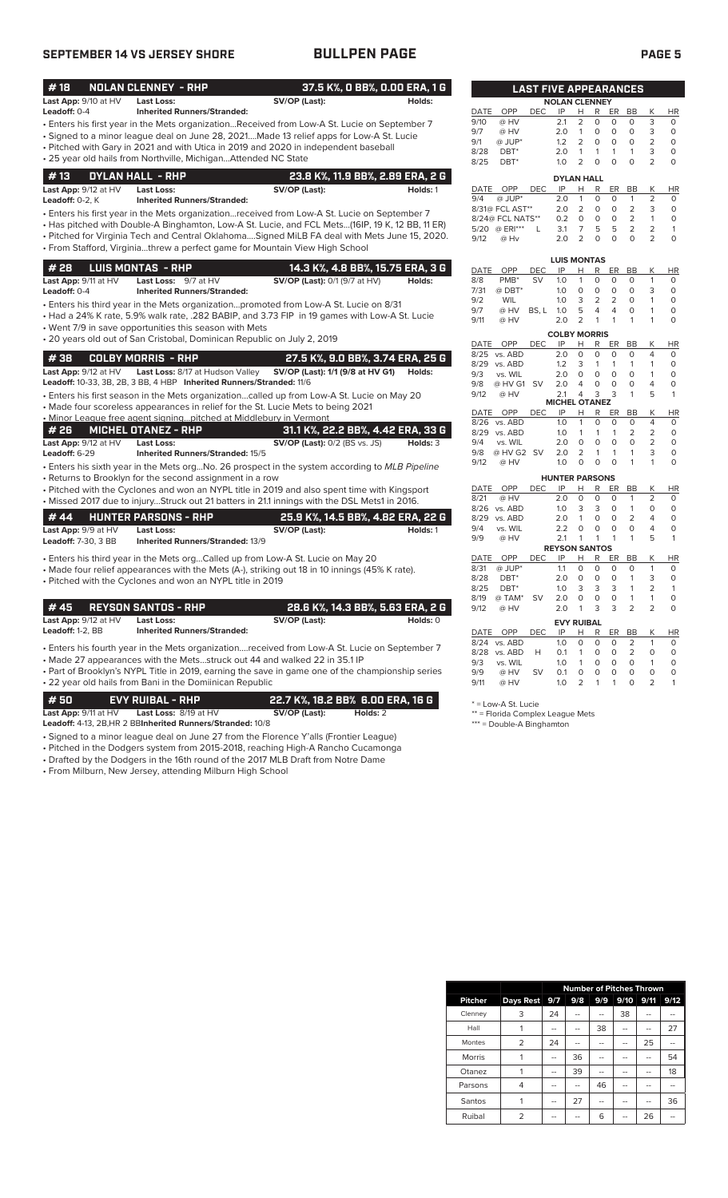## SEPTEMBER 14 VS JERSEY SHORE — BULLPEN PAGE

### #18 NOLAN CLENNEY - RHP — 37.5 K%, 0 BB%, 0.00 ERA, 1 G

**Last App:** 9/10 at HV **Last Loss:** **SV/OP (Last):** **Holds:**
**Leadoff:** 0-4 **Inherited Runners/Stranded:**

- Enters his first year in the Mets organization...Received from Low-A St. Lucie on September 7
- Signed to a minor league deal on June 28, 2021....Made 13 relief apps for Low-A St. Lucie
- Pitched with Gary in 2021 and with Utica in 2019 and 2020 in independent baseball
- 25 year old hails from Northville, Michigan...Attended NC State

### #13 DYLAN HALL - RHP — 23.8 K%, 11.9 BB%, 2.89 ERA, 2 G

**Last App:** 9/12 at HV **Last Loss:** **SV/OP (Last):** **Holds:** 1
**Leadoff:** 0-2, K **Inherited Runners/Stranded:**

- Enters his first year in the Mets organization...received from Low-A St. Lucie on September 7
- Has pitched with Double-A Binghamton, Low-A St. Lucie, and FCL Mets...(16IP, 19 K, 12 BB, 11 ER)
- Pitched for Virginia Tech and Central Oklahoma....Signed MiLB FA deal with Mets June 15, 2020.
- From Stafford, Virginia...threw a perfect game for Mountain View High School

### #28 LUIS MONTAS - RHP — 14.3 K%, 4.8 BB%, 15.75 ERA, 3 G

**Last App:** 9/11 at HV **Last Loss:** 9/7 at HV **SV/OP (Last):** 0/1 (9/7 at HV) **Holds:**
**Leadoff:** 0-4 **Inherited Runners/Stranded:**

- Enters his third year in the Mets organization...promoted from Low-A St. Lucie on 8/31
- Had a 24% K rate, 5.9% walk rate, .282 BABIP, and 3.73 FIP in 19 games with Low-A St. Lucie
- Went 7/9 in save opportunities this season with Mets
- 20 years old out of San Cristobal, Dominican Republic on July 2, 2019

### #38 COLBY MORRIS - RHP — 27.5 K%, 9.0 BB%, 3.74 ERA, 25 G

**Last App:** 9/12 at HV **Last Loss:** 8/17 at Hudson Valley **SV/OP (Last):** 1/1 (9/8 at HV G1) **Holds:**
**Leadoff:** 10-33, 3B, 2B, 3 BB, 4 HBP **Inherited Runners/Stranded:** 11/6

- Enters his first season in the Mets organization...called up from Low-A St. Lucie on May 20
- Made four scoreless appearances in relief for the St. Lucie Mets to begin 2021
- Minor League free agent signing...pitched at Middlebury in Vermont

### #26 MICHEL OTANEZ - RHP — 31.1 K%, 22.2 BB%, 4.42 ERA, 33 G

**Last App:** 9/12 at HV **Last Loss:** **SV/OP (Last):** 0/2 (BS vs. JS) **Holds:** 3
**Leadoff:** 6-29 **Inherited Runners/Stranded:** 15/5

- Enters his sixth year in the Mets org...No. 26 prospect in the system according to *MLB Pipeline*
- Returns to Brooklyn for the second assignment in a row
- Pitched with the Cyclones and won an NYPL title in 2019 and also spent time with Kingsport
- Missed 2017 due to injury...Struck out 21 batters in 21.1 innings with the DSL Mets1 in 2016.

### #44 HUNTER PARSONS - RHP — 25.9 K%, 14.5 BB%, 4.82 ERA, 22 G

**Last App:** 9/9 at HV **Last Loss:** **SV/OP (Last):** **Holds:** 1
**Leadoff:** 7-30, 3 BB **Inherited Runners/Stranded:** 13/9

- Enters his third year in the Mets org...Called up from Low-A St. Lucie on May 20
- Made four relief appearances with the Mets (A-), striking out 18 in 10 innings (45% K rate).
- Pitched with the Cyclones and won an NYPL title in 2019

### #45 REYSON SANTOS - RHP — 28.6 K%, 14.3 BB%, 5.63 ERA, 2 G

**Last App:** 9/12 at HV **Last Loss:** **SV/OP (Last):** **Holds:** 0
**Leadoff:** 1-2, BB **Inherited Runners/Stranded:**

- Enters his fourth year in the Mets organization....received from Low-A St. Lucie on September 7
- Made 27 appearances with the Mets...struck out 44 and walked 22 in 35.1 IP
- Part of Brooklyn's NYPL Title in 2019, earning the save in game one of the championship series
- 22 year old hails from Bani in the Domiinican Republic

### #50 EVY RUIBAL - RHP — 22.7 K%, 18.2 BB% 6.00 ERA, 16 G

**Last App:** 9/11 at HV **Last Loss:** 8/19 at HV **SV/OP (Last):** **Holds:** 2
**Leadoff:** 4-13, 2B, HR 2 BB **Inherited Runners/Stranded:** 10/8

- Signed to a minor league deal on June 27 from the Florence Y'alls (Frontier League)
- Pitched in the Dodgers system from 2015-2018, reaching High-A Rancho Cucamonga
- Drafted by the Dodgers in the 16th round of the 2017 MLB Draft from Notre Dame
- From Milburn, New Jersey, attending Milburn High School

### LAST FIVE APPEARANCES

**NOLAN CLENNEY**

| DATE | OPP | DEC | IP | H | R | ER | BB | K | HR |
|---|---|---|---|---|---|---|---|---|---|
| 9/10 | @ HV | | 2.1 | 2 | 0 | 0 | 0 | 3 | 0 |
| 9/7 | @ HV | | 2.0 | 1 | 0 | 0 | 0 | 3 | 0 |
| 9/1 | @ JUP* | | 1.2 | 2 | 0 | 0 | 0 | 2 | 0 |
| 8/28 | DBT* | | 2.0 | 1 | 1 | 1 | 1 | 3 | 0 |
| 8/25 | DBT* | | 1.0 | 2 | 0 | 0 | 0 | 2 | 0 |

**DYLAN HALL**

| DATE | OPP | DEC | IP | H | R | ER | BB | K | HR |
|---|---|---|---|---|---|---|---|---|---|
| 9/4 | @ JUP* | | 2.0 | 1 | 0 | 0 | 1 | 2 | 0 |
| 8/31 | @ FCL AST** | | 2.0 | 2 | 0 | 0 | 2 | 3 | 0 |
| 8/24 | @ FCL NATS** | | 0.2 | 0 | 0 | 0 | 2 | 1 | 0 |
| 5/20 | @ ERI*** | L | 3.1 | 7 | 5 | 5 | 2 | 2 | 1 |
| 9/12 | @ Hv | | 2.0 | 2 | 0 | 0 | 0 | 2 | 0 |

**LUIS MONTAS**

| DATE | OPP | DEC | IP | H | R | ER | BB | K | HR |
|---|---|---|---|---|---|---|---|---|---|
| 8/8 | PMB* | SV | 1.0 | 1 | 0 | 0 | 0 | 1 | 0 |
| 7/31 | @ DBT* | | 1.0 | 0 | 0 | 0 | 0 | 3 | 0 |
| 9/2 | WIL | | 1.0 | 3 | 2 | 2 | 0 | 1 | 0 |
| 9/7 | @ HV | BS, L | 1.0 | 5 | 4 | 4 | 0 | 1 | 0 |
| 9/11 | @ HV | | 2.0 | 2 | 1 | 1 | 1 | 1 | 0 |

**COLBY MORRIS**

| DATE | OPP | DEC | IP | H | R | ER | BB | K | HR |
|---|---|---|---|---|---|---|---|---|---|
| 8/25 | vs. ABD | | 2.0 | 0 | 0 | 0 | 0 | 4 | 0 |
| 8/29 | vs. ABD | | 1.2 | 3 | 1 | 1 | 1 | 1 | 0 |
| 9/3 | vs. WIL | | 2.0 | 0 | 0 | 0 | 0 | 1 | 0 |
| 9/8 | @ HV G1 | SV | 2.0 | 4 | 0 | 0 | 0 | 4 | 0 |
| 9/12 | @ HV | | 2.1 | 4 | 3 | 3 | 1 | 5 | 1 |

**MICHEL OTANEZ**

| DATE | OPP | DEC | IP | H | R | ER | BB | K | HR |
|---|---|---|---|---|---|---|---|---|---|
| 8/26 | vs. ABD | | 1.0 | 1 | 0 | 0 | 0 | 4 | 0 |
| 8/29 | vs. ABD | | 1.0 | 1 | 1 | 1 | 2 | 2 | 0 |
| 9/4 | vs. WIL | | 2.0 | 0 | 0 | 0 | 0 | 2 | 0 |
| 9/8 | @ HV G2 | SV | 2.0 | 2 | 1 | 1 | 1 | 3 | 0 |
| 9/12 | @ HV | | 1.0 | 0 | 0 | 0 | 1 | 1 | 0 |

**HUNTER PARSONS**

| DATE | OPP | DEC | IP | H | R | ER | BB | K | HR |
|---|---|---|---|---|---|---|---|---|---|
| 8/21 | @ HV | | 2.0 | 0 | 0 | 0 | 1 | 2 | 0 |
| 8/26 | vs. ABD | | 1.0 | 3 | 3 | 0 | 1 | 0 | 0 |
| 8/29 | vs. ABD | | 2.0 | 1 | 0 | 0 | 2 | 4 | 0 |
| 9/4 | vs. WIL | | 2.2 | 0 | 0 | 0 | 0 | 4 | 0 |
| 9/9 | @ HV | | 2.1 | 1 | 1 | 1 | 1 | 5 | 1 |

**REYSON SANTOS**

| DATE | OPP | DEC | IP | H | R | ER | BB | K | HR |
|---|---|---|---|---|---|---|---|---|---|
| 8/31 | @ JUP* | | 1.1 | 0 | 0 | 0 | 0 | 1 | 0 |
| 8/28 | DBT* | | 2.0 | 0 | 0 | 0 | 1 | 3 | 0 |
| 8/25 | DBT* | | 1.0 | 3 | 3 | 3 | 1 | 2 | 1 |
| 8/19 | @ TAM* | SV | 2.0 | 0 | 0 | 0 | 1 | 1 | 0 |
| 9/12 | @ HV | | 2.0 | 1 | 3 | 3 | 2 | 2 | 0 |

**EVY RUIBAL**

| DATE | OPP | DEC | IP | H | R | ER | BB | K | HR |
|---|---|---|---|---|---|---|---|---|---|
| 8/24 | vs. ABD | | 1.0 | 0 | 0 | 0 | 2 | 1 | 0 |
| 8/28 | vs. ABD | H | 0.1 | 1 | 0 | 0 | 2 | 0 | 0 |
| 9/3 | vs. WIL | | 1.0 | 1 | 0 | 0 | 0 | 1 | 0 |
| 9/9 | @ HV | SV | 0.1 | 0 | 0 | 0 | 0 | 0 | 0 |
| 9/11 | @ HV | | 1.0 | 2 | 1 | 1 | 0 | 2 | 1 |

\* = Low-A St. Lucie
** = Florida Complex League Mets
*** = Double-A Binghamton

| | | Number of Pitches Thrown | | | | | |
|---|---|---|---|---|---|---|---|
| **Pitcher** | **Days Rest** | **9/7** | **9/8** | **9/9** | **9/10** | **9/11** | **9/12** |
| Clenney | 3 | 24 | -- | -- | 38 | -- | -- |
| Hall | 1 | -- | -- | 38 | -- | -- | 27 |
| Montes | 2 | 24 | -- | -- | -- | 25 | -- |
| Morris | 1 | -- | 36 | -- | -- | -- | 54 |
| Otanez | 1 | -- | 39 | -- | -- | -- | 18 |
| Parsons | 4 | -- | -- | 46 | -- | -- | -- |
| Santos | 1 | -- | 27 | -- | -- | -- | 36 |
| Ruibal | 2 | -- | -- | 6 | -- | 26 | -- |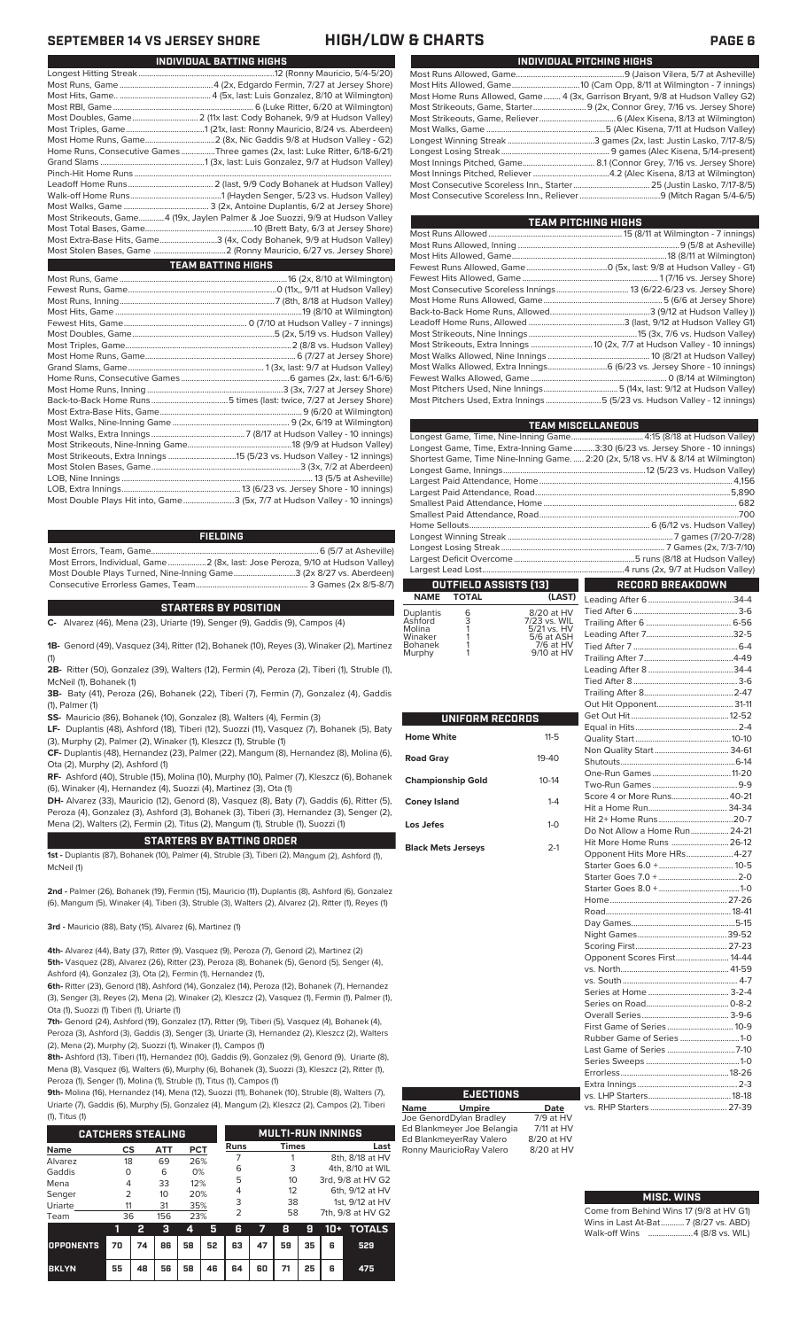# SEPTEMBER 14 VS JERSEY SHORE — HIGH/LOW & CHARTS

## INDIVIDUAL BATTING HIGHS

| | |
|---|---|
| Longest Hitting Streak | 12 (Ronny Mauricio, 5/4-5/20) |
| Most Runs, Game | 4 (2x, Edgardo Fermin, 7/27 at Jersey Shore) |
| Most Hits, Game | 4 (5x, last: Luis Gonzalez, 8/10 at Wilmington) |
| Most RBI, Game | 6 (Luke Ritter, 6/20 at Wilmington) |
| Most Doubles, Game | 2 (11x last: Cody Bohanek, 9/9 at Hudson Valley) |
| Most Triples, Game | 1 (21x, last: Ronny Mauricio, 8/24 vs. Aberdeen) |
| Most Home Runs, Game | 2 (8x, Nic Gaddis 9/8 at Hudson Valley - G2) |
| Home Runs, Consecutive Games | Three games (2x, last: Luke Ritter, 6/18-6/21) |
| Grand Slams | 1 (3x, last: Luis Gonzalez, 9/7 at Hudson Valley) |
| Pinch-Hit Home Runs | |
| Leadoff Home Runs | 2 (last, 9/9 Cody Bohanek at Hudson Valley) |
| Walk-off Home Runs | 1 (Hayden Senger, 5/23 vs. Hudson Valley) |
| Most Walks, Game | 3 (2x, Antoine Duplantis, 6/2 at Jersey Shore) |
| Most Strikeouts, Game | 4 (19x, Jaylen Palmer & Joe Suozzi, 9/9 at Hudson Valley |
| Most Total Bases, Game | 10 (Brett Baty, 6/3 at Jersey Shore) |
| Most Extra-Base Hits, Game | 3 (4x, Cody Bohanek, 9/9 at Hudson Valley) |
| Most Stolen Bases, Game | 2 (Ronny Mauricio, 6/27 vs. Jersey Shore) |

## TEAM BATTING HIGHS

| | |
|---|---|
| Most Runs, Game | 16 (2x, 8/10 at Wilmington) |
| Fewest Runs, Game | 0 (11x,, 9/11 at Hudson Valley) |
| Most Runs, Inning | 7 (8th, 8/18 at Hudson Valley) |
| Most Hits, Game | 19 (8/10 at Wilmington) |
| Fewest Hits, Game | 0 (7/10 at Hudson Valley - 7 innings) |
| Most Doubles, Game | 5 (2x, 5/19 vs. Hudson Valley) |
| Most Triples, Game | 2 (8/8 vs. Hudson Valley) |
| Most Home Runs, Game | 6 (7/27 at Jersey Shore) |
| Grand Slams, Game | 1 (3x, last: 9/7 at Hudson Valley) |
| Home Runs, Consecutive Games | 6 games (2x, last: 6/1-6/6) |
| Most Home Runs, Inning | 3 (3x, 7/27 at Jersey Shore) |
| Back-to-Back Home Runs | 5 times (last: twice, 7/27 at Jersey Shore) |
| Most Extra-Base Hits, Game | 9 (6/20 at Wilmington) |
| Most Walks, Nine-Inning Game | 9 (2x, 6/19 at Wilmington) |
| Most Walks, Extra Innings | 7 (8/17 at Hudson Valley - 10 innings) |
| Most Strikeouts, Nine-Inning Game | 18 (9/9 at Hudson Valley) |
| Most Strikeouts, Extra Innings | 15 (5/23 vs. Hudson Valley - 12 innings) |
| Most Stolen Bases, Game | 3 (3x, 7/2 at Aberdeen) |
| LOB, Nine Innings | 13 (5/5 at Asheville) |
| LOB, Extra Innings | 13 (6/23 vs. Jersey Shore - 10 innings) |
| Most Double Plays Hit into, Game | 3 (5x, 7/7 at Hudson Valley - 10 innings) |

## FIELDING

| | |
|---|---|
| Most Errors, Team, Game | 6 (5/7 at Asheville) |
| Most Errors, Individual, Game | 2 (8x, last: Jose Peroza, 9/10 at Hudson Valley) |
| Most Double Plays Turned, Nine-Inning Game | 3 (2x 8/27 vs. Aberdeen) |
| Consecutive Errorless Games, Team | 3 Games (2x 8/5-8/7) |

## STARTERS BY POSITION

**C-** Alvarez (46), Mena (23), Uriarte (19), Senger (9), Gaddis (9), Campos (4)

**1B-** Genord (49), Vasquez (34), Ritter (12), Bohanek (10), Reyes (3), Winaker (2), Martinez (1)

**2B-** Ritter (50), Gonzalez (39), Walters (12), Fermin (4), Peroza (2), Tiberi (1), Struble (1), McNeil (1), Bohanek (1)

**3B-** Baty (41), Peroza (26), Bohanek (22), Tiberi (7), Fermin (7), Gonzalez (4), Gaddis (1), Palmer (1)

**SS-** Mauricio (86), Bohanek (10), Gonzalez (8), Walters (4), Fermin (3)

**LF-** Duplantis (48), Ashford (18), Tiberi (12), Suozzi (11), Vasquez (7), Bohanek (5), Baty (3), Murphy (2), Palmer (2), Winaker (1), Kleszcz (1), Struble (1)

**CF-** Duplantis (48), Hernandez (23), Palmer (22), Mangum (8), Hernandez (8), Molina (6), Ota (2), Murphy (2), Ashford (1)

**RF-** Ashford (40), Struble (15), Molina (10), Murphy (10), Palmer (7), Kleszcz (6), Bohanek (6), Winaker (4), Hernandez (4), Suozzi (4), Martinez (3), Ota (1)

**DH-** Alvarez (33), Mauricio (12), Genord (8), Vasquez (8), Baty (7), Gaddis (6), Ritter (5), Peroza (4), Gonzalez (3), Ashford (3), Bohanek (3), Tiberi (3), Hernandez (3), Senger (2), Mena (2), Walters (2), Fermin (2), Titus (2), Mangum (1), Struble (1), Suozzi (1)

## STARTERS BY BATTING ORDER

**1st -** Duplantis (87), Bohanek (10), Palmer (4), Struble (3), Tiberi (2), Mangum (2), Ashford (1), McNeil (1)

**2nd -** Palmer (26), Bohanek (19), Fermin (15), Mauricio (11), Duplantis (8), Ashford (6), Gonzalez (6), Mangum (5), Winaker (4), Tiberi (3), Struble (3), Walters (2), Alvarez (2), Ritter (2), Reyes (1)

**3rd -** Mauricio (88), Baty (15), Alvarez (6), Martinez (1)

**4th-** Alvarez (44), Baty (37), Ritter (9), Vasquez (9), Peroza (7), Genord (2), Martinez (2)

**5th-** Vasquez (28), Alvarez (26), Ritter (23), Peroza (8), Bohanek (5), Genord (5), Senger (4), Ashford (4), Gonzalez (3), Ota (2), Fermin (1), Hernandez (1),

**6th-** Ritter (23), Genord (18), Ashford (14), Gonzalez (14), Peroza (12), Bohanek (7), Hernandez (3), Senger (3), Reyes (2), Mena (2), Winaker (2), Kleszcz (2), Vasquez (1), Fermin (1), Palmer (1), Ota (1), Suozzi (1) Tiberi (1), Uriarte (1)

**7th-** Genord (24), Ashford (19), Gonzalez (17), Ritter (19), Tiberi (15), Vasquez (14), Bohanek (4), Peroza (3), Ashford (3), Gaddis (3), Senger (3), Uriarte (3), Hernandez (2), Kleszcz (2), Walters (2), Mena (2), Murphy (2), Suozzi (1), Winaker (1), Campos (1)

**8th-** Ashford (13), Tiberi (11), Hernandez (10), Gaddis (10), Gonzalez (9), Genord (9), Uriarte (8), Mena (8), Vasquez (6), Walters (6), Murphy (6), Bohanek (3), Suozzi (3), Kleszcz (3), Ritter (1), Peroza (1), Senger (1), Molina (1), Struble (1), Titus (1), Campos (1)

**9th-** Molina (16), Hernandez (14), Mena (12), Suozzi (11), Bohanek (10), Struble (8), Walters (7), Uriarte (7), Gaddis (6), Murphy (5), Gonzalez (4), Mangum (2), Kleszcz (2), Campos (2), Tiberi (1), Titus (1)

## CATCHERS STEALING

| Name | CS | ATT | PCT |
|---|---|---|---|
| Alvarez | 18 | 69 | 26% |
| Gaddis | 0 | 6 | 0% |
| Mena | 4 | 33 | 12% |
| Senger | 2 | 10 | 20% |
| Uriarte | 11 | 31 | 35% |
| Team | 36 | 156 | 23% |

## MULTI-RUN INNINGS

| Runs | Times | Last |
|---|---|---|
| 7 | 1 | 8th, 8/18 at HV |
| 6 | 3 | 4th, 8/10 at WIL |
| 5 | 10 | 3rd, 9/8 at HV G2 |
| 4 | 12 | 6th, 9/12 at HV |
| 3 | 38 | 1st, 9/12 at HV |
| 2 | 58 | 7th, 9/8 at HV G2 |

| | 1 | 2 | 3 | 4 | 5 | 6 | 7 | 8 | 9 | 10+ | TOTALS |
|---|---|---|---|---|---|---|---|---|---|---|---|
| OPPONENTS | 70 | 74 | 86 | 58 | 52 | 63 | 47 | 59 | 35 | 6 | 529 |
| BKLYN | 55 | 48 | 56 | 58 | 46 | 64 | 60 | 71 | 25 | 6 | 475 |

## INDIVIDUAL PITCHING HIGHS

| | |
|---|---|
| Most Runs Allowed, Game | 9 (Jaison Vilera, 5/7 at Asheville) |
| Most Hits Allowed, Game | 10 (Cam Opp, 8/11 at Wilmington - 7 innings) |
| Most Home Runs Allowed, Game | 4 (3x, Garrison Bryant, 9/8 at Hudson Valley G2) |
| Most Strikeouts, Game, Starter | 9 (2x, Connor Grey, 7/16 vs. Jersey Shore) |
| Most Strikeouts, Game, Reliever | 6 (Alex Kisena, 8/13 at Wilmington) |
| Most Walks, Game | 5 (Alec Kisena, 7/11 at Hudson Valley) |
| Longest Winning Streak | 3 games (2x, last: Justin Lasko, 7/17-8/5) |
| Longest Losing Streak | 9 games (Alec Kisena, 5/14-present) |
| Most Innings Pitched, Game | 8.1 (Connor Grey, 7/16 vs. Jersey Shore) |
| Most Innings Pitched, Reliever | 4.2 (Alec Kisena, 8/13 at Wilmington) |
| Most Consecutive Scoreless Inn., Starter | 25 (Justin Lasko, 7/17-8/5) |
| Most Consecutive Scoreless Inn., Reliever | 9 (Mitch Ragan 5/4-6/5) |

## TEAM PITCHING HIGHS

| | |
|---|---|
| Most Runs Allowed | 15 (8/11 at Wilmington - 7 innings) |
| Most Runs Allowed, Inning | 9 (5/8 at Asheville) |
| Most Hits Allowed, Game | 18 (8/11 at Wilmington) |
| Fewest Runs Allowed, Game | 0 (5x, last: 9/8 at Hudson Valley - G1) |
| Fewest Hits Allowed, Game | 1 (7/16 vs. Jersey Shore) |
| Most Consecutive Scoreless Innings | 13 (6/22-6/23 vs. Jersey Shore) |
| Most Home Runs Allowed, Game | 5 (6/6 at Jersey Shore) |
| Back-to-Back Home Runs, Allowed | 3 (9/12 at Hudson Valley )) |
| Leadoff Home Runs, Allowed | 3 (last, 9/8 at Hudson Valley G1) |
| Most Strikeouts, Nine Innings | 15 (3x, 7/6 vs. Hudson Valley) |
| Most Strikeouts, Extra Innings | 10 (2x, 7/7 at Hudson Valley - 10 innings) |
| Most Walks Allowed, Nine Innings | 10 (8/21 at Hudson Valley) |
| Most Walks Allowed, Extra Innings | 6 (6/23 vs. Jersey Shore - 10 innings) |
| Fewest Walks Allowed, Game | 0 (8/14 at Wilmington) |
| Most Pitchers Used, Nine Innings | 5 (14x, last: 9/12 at Hudson Valley) |
| Most Pitchers Used, Extra Innings | 5 (5/23 vs. Hudson Valley - 12 innings) |

## TEAM MISCELLANEOUS

| | |
|---|---|
| Longest Game, Time, Nine-Inning Game | 4:15 (8/18 at Hudson Valley) |
| Longest Game, Time, Extra-Inning Game | 3:30 (6/23 vs. Jersey Shore - 10 innings) |
| Shortest Game, Time Nine-Inning Game | 2:20 (2x, 5/18 vs. HV & 8/14 at Wilmington) |
| Longest Game, Innings | 12 (5/23 vs. Hudson Valley) |
| Largest Paid Attendance, Home | 4,156 |
| Largest Paid Attendance, Road | 5,890 |
| Smallest Paid Attendance, Home | 682 |
| Smallest Paid Attendance, Road | 700 |
| Home Sellouts | 6 (6/12 vs. Hudson Valley) |
| Longest Winning Streak | 7 games (7/20-7/28) |
| Longest Losing Streak | 7 Games (2x, 7/3-7/10) |
| Largest Deficit Overcome | 5 runs (8/18 at Hudson Valley) |
| Largest Lead Lost | 4 runs (2x, 9/7 at Hudson Valley) |

## OUTFIELD ASSISTS (13)

| NAME | TOTAL | (LAST) |
|---|---|---|
| Duplantis | 6 | 8/20 at HV |
| Ashford | 3 | 7/23 vs. WIL |
| Molina | 1 | 5/21 vs. HV |
| Winaker | 1 | 5/6 at ASH |
| Bohanek | 1 | 7/6 at HV |
| Murphy | 1 | 9/10 at HV |

## UNIFORM RECORDS

| | |
|---|---|
| Home White | 11-5 |
| Road Gray | 19-40 |
| Championship Gold | 10-14 |
| Coney Island | 1-4 |
| Los Jefes | 1-0 |
| Black Mets Jerseys | 2-1 |

## RECORD BREAKDOWN

| | |
|---|---|
| Leading After 6 | 34-4 |
| Tied After 6 | 3-6 |
| Trailing After 6 | 6-56 |
| Leading After 7 | 32-5 |
| Tied After 7 | 6-4 |
| Trailing After 7 | 4-49 |
| Leading After 8 | 34-4 |
| Tied After 8 | 3-6 |
| Trailing After 8 | 2-47 |
| Out Hit Opponent | 31-11 |
| Get Out Hit | 12-52 |
| Equal in Hits | 2-4 |
| Quality Start | 10-10 |
| Non Quality Start | 34-61 |
| Shutouts | 6-14 |
| One-Run Games | 11-20 |
| Two-Run Games | 9-9 |
| Score 4 or More Runs | 40-21 |
| Hit a Home Run | 34-34 |
| Hit 2+ Home Runs | 20-7 |
| Do Not Allow a Home Run | 24-21 |
| Hit More Home Runs | 26-12 |
| Opponent Hits More HRs | 4-27 |
| Starter Goes 6.0 + | 10-5 |
| Starter Goes 7.0 + | 2-0 |
| Starter Goes 8.0 + | 1-0 |
| Home | 27-26 |
| Road | 18-41 |
| Day Games | 5-15 |
| Night Games | 39-52 |
| Scoring First | 27-23 |
| Opponent Scores First | 14-44 |
| vs. North | 41-59 |
| vs. South | 4-7 |
| Series at Home | 3-2-4 |
| Series on Road | 0-8-2 |
| Overall Series | 3-9-6 |
| First Game of Series | 10-9 |
| Rubber Game of Series | 1-0 |
| Last Game of Series | 7-10 |
| Series Sweeps | 1-0 |
| Errorless | 18-26 |
| Extra Innings | 2-3 |
| vs. LHP Starters | 18-18 |
| vs. RHP Starters | 27-39 |

## EJECTIONS

| Name | Umpire | Date |
|---|---|---|
| Joe Genord | Dylan Bradley | 7/9 at HV |
| Ed Blankmeyer | Joe Belangia | 7/11 at HV |
| Ed Blankmeyer | Ray Valero | 8/20 at HV |
| Ronny Mauricio | Ray Valero | 8/20 at HV |

## MISC. WINS

| | |
|---|---|
| Come from Behind Wins | 17 (9/8 at HV G1) |
| Wins in Last At-Bat | 7 (8/27 vs. ABD) |
| Walk-off Wins | 4 (8/8 vs. WIL) |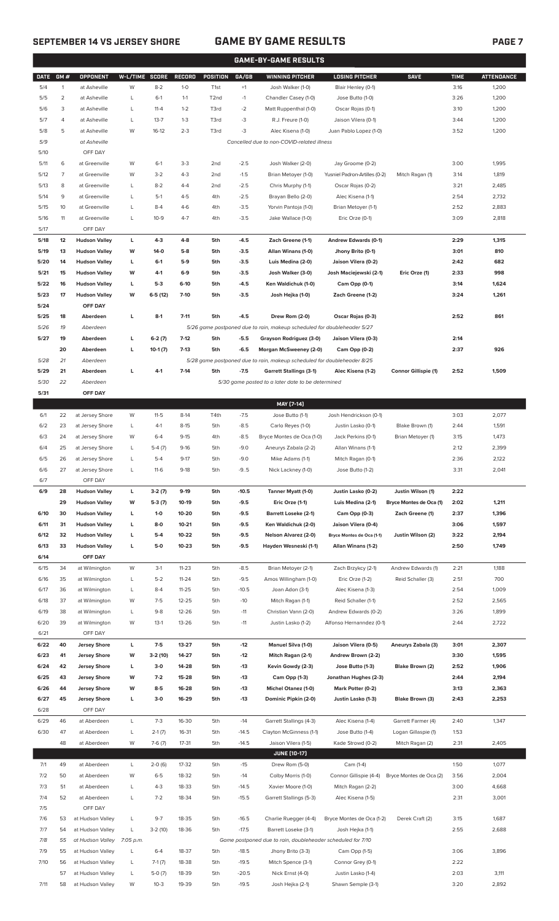# GAME BY GAME RESULTS

## GAME-BY-GAME RESULTS

| DATE | GM # | OPPONENT | W-L/TIME | SCORE | RECORD | POSITION | GA/GB | WINNING PITCHER | LOSING PITCHER | SAVE | TIME | ATTENDANCE |
|---|---|---|---|---|---|---|---|---|---|---|---|---|
| 5/4 | 1 | at Asheville | W | 8-2 | 1-0 | T1st | +1 | Josh Walker (1-0) | Blair Henley (0-1) | | 3:16 | 1,200 |
| 5/5 | 2 | at Asheville | L | 6-1 | 1-1 | T2nd | -1 | Chandler Casey (1-0) | Jose Butto (1-0) | | 3:26 | 1,200 |
| 5/6 | 3 | at Asheville | L | 11-4 | 1-2 | T3rd | -2 | Matt Ruppenthal (1-0) | Oscar Rojas (0-1) | | 3:10 | 1,200 |
| 5/7 | 4 | at Asheville | L | 13-7 | 1-3 | T3rd | -3 | R.J. Freure (1-0) | Jaison Vilera (0-1) | | 3:44 | 1,200 |
| 5/8 | 5 | at Asheville | W | 16-12 | 2-3 | T3rd | -3 | Alec Kisena (1-0) | Juan Pablo Lopez (1-0) | | 3:52 | 1,200 |
| 5/9 | | at Asheville | | | | | | Cancelled due to non-COVID-related illness | | | | |
| 5/10 | | OFF DAY | | | | | | | | | | |
| 5/11 | 6 | at Greenville | W | 6-1 | 3-3 | 2nd | -2.5 | Josh Walker (2-0) | Jay Groome (0-2) | | 3:00 | 1,995 |
| 5/12 | 7 | at Greenville | W | 3-2 | 4-3 | 2nd | -1.5 | Brian Metoyer (1-0) | Yusniel Padron-Artilles (0-2) | Mitch Ragan (1) | 3:14 | 1,819 |
| 5/13 | 8 | at Greenville | L | 8-2 | 4-4 | 2nd | -2.5 | Chris Murphy (1-1) | Oscar Rojas (0-2) | | 3:21 | 2,485 |
| 5/14 | 9 | at Greenville | L | 5-1 | 4-5 | 4th | -2.5 | Brayan Bello (2-0) | Alec Kisena (1-1) | | 2:54 | 2,732 |
| 5/15 | 10 | at Greenville | L | 8-4 | 4-6 | 4th | -3.5 | Yorvin Pantoja (1-0) | Brian Metoyer (1-1) | | 2:52 | 2,883 |
| 5/16 | 11 | at Greenville | L | 10-9 | 4-7 | 4th | -3.5 | Jake Wallace (1-0) | Eric Orze (0-1) | | 3:09 | 2,818 |
| 5/17 | | OFF DAY | | | | | | | | | | |
| **5/18** | **12** | **Hudson Valley** | **L** | **4-3** | **4-8** | **5th** | **-4.5** | **Zach Greene (1-1)** | **Andrew Edwards (0-1)** | | **2:29** | **1,315** |
| **5/19** | **13** | **Hudson Valley** | **W** | **14-0** | **5-8** | **5th** | **-3.5** | **Allan Winans (1-0)** | **Jhony Brito (0-1)** | | **3:01** | **810** |
| **5/20** | **14** | **Hudson Valley** | **L** | **6-1** | **5-9** | **5th** | **-3.5** | **Luis Medina (2-0)** | **Jaison Vilera (0-2)** | | **2:42** | **682** |
| **5/21** | **15** | **Hudson Valley** | **W** | **4-1** | **6-9** | **5th** | **-3.5** | **Josh Walker (3-0)** | **Josh Maciejewski (2-1)** | **Eric Orze (1)** | **2:33** | **998** |
| **5/22** | **16** | **Hudson Valley** | **L** | **5-3** | **6-10** | **5th** | **-4.5** | **Ken Waldichuk (1-0)** | **Cam Opp (0-1)** | | **3:14** | **1,624** |
| **5/23** | **17** | **Hudson Valley** | **W** | **6-5 (12)** | **7-10** | **5th** | **-3.5** | **Josh Hejka (1-0)** | **Zach Greene (1-2)** | | **3:24** | **1,261** |
| **5/24** | | **OFF DAY** | | | | | | | | | | |
| **5/25** | **18** | **Aberdeen** | **L** | **8-1** | **7-11** | **5th** | **-4.5** | **Drew Rom (2-0)** | **Oscar Rojas (0-3)** | | **2:52** | **861** |
| *5/26* | *19* | *Aberdeen* | | | | | | *5/26 game postponed due to rain, makeup scheduled for doubleheader 5/27* | | | | |
| **5/27** | **19** | **Aberdeen** | **L** | **6-2 (7)** | **7-12** | **5th** | **-5.5** | **Grayson Rodriguez (3-0)** | **Jaison Vilera (0-3)** | | **2:14** | |
| | **20** | **Aberdeen** | **L** | **10-1 (7)** | **7-13** | **5th** | **-6.5** | **Morgan McSweeney (2-0)** | **Cam Opp (0-2)** | | **2:37** | **926** |
| *5/28* | *21* | *Aberdeen* | | | | | | *5/28 game postponed due to rain, makeup scheduled for doubleheader 8/25* | | | | |
| **5/29** | **21** | **Aberdeen** | **L** | **4-1** | **7-14** | **5th** | **-7.5** | **Garrett Stallings (3-1)** | **Alec Kisena (1-2)** | **Connor Gillispie (1)** | **2:52** | **1,509** |
| *5/30* | *22* | *Aberdeen* | | | | | | *5/30 game posted to a later date to be determined* | | | | |
| **5/31** | | **OFF DAY** | | | | | | | | | | |
| | | | | | | | | **MAY [7-14]** | | | | |
| 6/1 | 22 | at Jersey Shore | W | 11-5 | 8-14 | T4th | -7.5 | Jose Butto (1-1) | Josh Hendrickson (0-1) | | 3:03 | 2,077 |
| 6/2 | 23 | at Jersey Shore | L | 4-1 | 8-15 | 5th | -8.5 | Carlo Reyes (1-0) | Justin Lasko (0-1) | Blake Brown (1) | 2:44 | 1,591 |
| 6/3 | 24 | at Jersey Shore | W | 6-4 | 9-15 | 4th | -8.5 | Bryce Montes de Oca (1-0) | Jack Perkins (0-1) | Brian Metoyer (1) | 3:15 | 1,473 |
| 6/4 | 25 | at Jersey Shore | L | 5-4 (7) | 9-16 | 5th | -9.0 | Aneurys Zabala (2-2) | Allan Winans (1-1) | | 2:12 | 2,399 |
| 6/5 | 26 | at Jersey Shore | L | 5-4 | 9-17 | 5th | -9.0 | Mike Adams (1-1) | Mitch Ragan (0-1) | | 2:36 | 2,122 |
| 6/6 | 27 | at Jersey Shore | L | 11-6 | 9-18 | 5th | -9..5 | Nick Lackney (1-0) | Jose Butto (1-2) | | 3:31 | 2,041 |
| 6/7 | | OFF DAY | | | | | | | | | | |
| **6/9** | **28** | **Hudson Valley** | **L** | **3-2 (7)** | **9-19** | **5th** | **-10.5** | **Tanner Myatt (1-0)** | **Justin Lasko (0-2)** | **Justin Wilson (1)** | **2:22** | |
| | **29** | **Hudson Valley** | **W** | **5-3 (7)** | **10-19** | **5th** | **-9.5** | **Eric Orze (1-1)** | **Luis Medina (2-1)** | **Bryce Montes de Oca (1)** | **2:02** | **1,211** |
| **6/10** | **30** | **Hudson Valley** | **L** | **1-0** | **10-20** | **5th** | **-9.5** | **Barrett Loseke (2-1)** | **Cam Opp (0-3)** | **Zach Greene (1)** | **2:37** | **1,396** |
| **6/11** | **31** | **Hudson Valley** | **L** | **8-0** | **10-21** | **5th** | **-9.5** | **Ken Waldichuk (2-0)** | **Jaison Vilera (0-4)** | | **3:06** | **1,597** |
| **6/12** | **32** | **Hudson Valley** | **L** | **5-4** | **10-22** | **5th** | **-9.5** | **Nelson Alvarez (2-0)** | **Bryce Montes de Oca (1-1)** | **Justin Wilson (2)** | **3:22** | **2,194** |
| **6/13** | **33** | **Hudson Valley** | **L** | **5-0** | **10-23** | **5th** | **-9.5** | **Hayden Wesneski (1-1)** | **Allan Winans (1-2)** | | **2:50** | **1,749** |
| **6/14** | | **OFF DAY** | | | | | | | | | | |
| 6/15 | 34 | at Wilmington | W | 3-1 | 11-23 | 5th | -8.5 | Brian Metoyer (2-1) | Zach Brzykcy (2-1) | Andrew Edwards (1) | 2:21 | 1,188 |
| 6/16 | 35 | at Wilmington | L | 5-2 | 11-24 | 5th | -9.5 | Amos Willingham (1-0) | Eric Orze (1-2) | Reid Schaller (3) | 2:51 | 700 |
| 6/17 | 36 | at Wilmington | L | 8-4 | 11-25 | 5th | -10.5 | Joan Adon (3-1) | Alec Kisena (1-3) | | 2:54 | 1,009 |
| 6/18 | 37 | at Wilmington | W | 7-5 | 12-25 | 5th | -10 | Mitch Ragan (1-1) | Reid Schaller (1-1) | | 2:52 | 2,565 |
| 6/19 | 38 | at Wilmington | L | 9-8 | 12-26 | 5th | -11 | Christian Vann (2-0) | Andrew Edwards (0-2) | | 3:26 | 1,899 |
| 6/20 | 39 | at Wilmington | W | 13-1 | 13-26 | 5th | -11 | Justin Lasko (1-2) | Alfonso Hernanndez (0-1) | | 2:44 | 2,722 |
| 6/21 | | OFF DAY | | | | | | | | | | |
| **6/22** | **40** | **Jersey Shore** | **L** | **7-5** | **13-27** | **5th** | **-12** | **Manuel Silva (1-0)** | **Jaison Vilera (0-5)** | **Aneurys Zabala (3)** | **3:01** | **2,307** |
| **6/23** | **41** | **Jersey Shore** | **W** | **3-2 (10)** | **14-27** | **5th** | **-12** | **Mitch Ragan (2-1)** | **Andrew Brown (2-2)** | | **3:30** | **1,595** |
| **6/24** | **42** | **Jersey Shore** | **L** | **3-0** | **14-28** | **5th** | **-13** | **Kevin Gowdy (2-3)** | **Jose Butto (1-3)** | **Blake Brown (2)** | **2:52** | **1,906** |
| **6/25** | **43** | **Jersey Shore** | **W** | **7-2** | **15-28** | **5th** | **-13** | **Cam Opp (1-3)** | **Jonathan Hughes (2-3)** | | **2:44** | **2,194** |
| **6/26** | **44** | **Jersey Shore** | **W** | **8-5** | **16-28** | **5th** | **-13** | **Michel Otanez (1-0)** | **Mark Potter (0-2)** | | **3:13** | **2,363** |
| **6/27** | **45** | **Jersey Shore** | **L** | **3-0** | **16-29** | **5th** | **-13** | **Dominic Pipkin (2-0)** | **Justin Lasko (1-3)** | **Blake Brown (3)** | **2:43** | **2,253** |
| 6/28 | | OFF DAY | | | | | | | | | | |
| 6/29 | 46 | at Aberdeen | L | 7-3 | 16-30 | 5th | -14 | Garrett Stallings (4-3) | Alec Kisena (1-4) | Garrett Farmer (4) | 2:40 | 1,347 |
| 6/30 | 47 | at Aberdeen | L | 2-1 (7) | 16-31 | 5th | -14.5 | Clayton McGinness (1-1) | Jose Butto (1-4) | Logan Gillaspie (1) | 1:53 | |
| | 48 | at Aberdeen | W | 7-6 (7) | 17-31 | 5th | -14.5 | Jaison Vilera (1-5) | Kade Strowd (0-2) | Mitch Ragan (2) | 2:31 | 2,405 |
| | | | | | | | | **JUNE [10-17]** | | | | |
| 7/1 | 49 | at Aberdeen | L | 2-0 (6) | 17-32 | 5th | -15 | Drew Rom (5-0) | Cam (1-4) | | 1:50 | 1,077 |
| 7/2 | 50 | at Aberdeen | W | 6-5 | 18-32 | 5th | -14 | Colby Morris (1-0) | Connor Gillispie (4-4) | Bryce Montes de Oca (2) | 3:56 | 2,004 |
| 7/3 | 51 | at Aberdeen | L | 4-3 | 18-33 | 5th | -14.5 | Xavier Moore (1-0) | Mitch Ragan (2-2) | | 3:00 | 4,668 |
| 7/4 | 52 | at Aberdeen | L | 7-2 | 18-34 | 5th | -15.5 | Garrett Stallings (5-3) | Alec Kisena (1-5) | | 2:31 | 3,001 |
| 7/5 | | OFF DAY | | | | | | | | | | |
| 7/6 | 53 | at Hudson Valley | L | 9-7 | 18-35 | 5th | -16.5 | Charlie Ruegger (4-4) | Bryce Montes de Oca (1-2) | Derek Craft (2) | 3:15 | 1,687 |
| 7/7 | 54 | at Hudson Valley | L | 3-2 (10) | 18-36 | 5th | -17.5 | Barrett Loseke (3-1) | Josh Hejka (1-1) | | 2:55 | 2,688 |
| *7/8* | *55* | *at Hudson Valley* | *7:05 p.m.* | | | | | *Game postponed due to rain, doubleheader scheduled for 7/10* | | | | |
| 7/9 | 55 | at Hudson Valley | L | 6-4 | 18-37 | 5th | -18.5 | Jhony Brito (3-3) | Cam Opp (1-5) | | 3:06 | 3,896 |
| 7/10 | 56 | at Hudson Valley | L | 7-1 (7) | 18-38 | 5th | -19.5 | Mitch Spence (3-1) | Connor Grey (0-1) | | 2:22 | |
| | 57 | at Hudson Valley | L | 5-0 (7) | 18-39 | 5th | -20.5 | Nick Ernst (4-0) | Justin Lasko (1-4) | | 2:03 | 3,111 |
| 7/11 | 58 | at Hudson Valley | W | 10-3 | 19-39 | 5th | -19.5 | Josh Hejka (2-1) | Shawn Semple (3-1) | | 3:20 | 2,892 |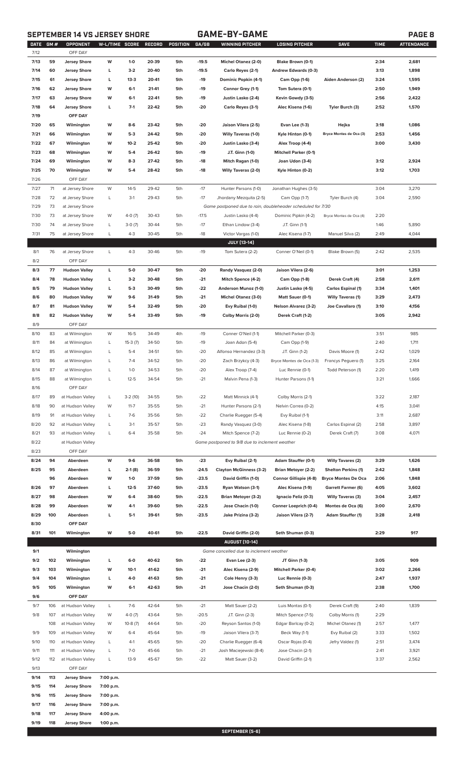## SEPTEMBER 14 VS JERSEY SHORE — GAME-BY-GAME

| DATE | GM # | OPPONENT | W-L/TIME | SCORE | RECORD | POSITION | GA/GB | WINNING PITCHER | LOSING PITCHER | SAVE | TIME | ATTENDANCE |
|---|---|---|---|---|---|---|---|---|---|---|---|---|
| 7/12 | | OFF DAY | | | | | | | | | | |
| 7/13 | 59 | Jersey Shore | W | 1-0 | 20-39 | 5th | -19.5 | Michel Otanez (2-0) | Blake Brown (0-1) | | 2:34 | 2,681 |
| 7/14 | 60 | Jersey Shore | L | 3-2 | 20-40 | 5th | -19.5 | Carlo Reyes (2-1) | Andrew Edwards (0-3) | | 3:13 | 1,898 |
| 7/15 | 61 | Jersey Shore | L | 13-3 | 20-41 | 5th | -19 | Dominic Popkin (4-1) | Cam Opp (1-6) | Aiden Anderson (2) | 3:24 | 1,595 |
| 7/16 | 62 | Jersey Shore | W | 6-1 | 21-41 | 5th | -19 | Connor Grey (1-1) | Tom Sutera (0-1) | | 2:50 | 1,949 |
| 7/17 | 63 | Jersey Shore | W | 6-1 | 22-41 | 5th | -19 | Justin Lasko (2-4) | Kevin Gowdy (3-5) | | 2:56 | 2,422 |
| 7/18 | 64 | Jersey Shore | L | 7-1 | 22-42 | 5th | -20 | Carlo Reyes (3-1) | Alec Kisena (1-6) | Tyler Burch (3) | 2:52 | 1,570 |
| 7/19 | | OFF DAY | | | | | | | | | | |
| 7/20 | 65 | Wilmington | W | 8-6 | 23-42 | 5th | -20 | Jaison Vilera (2-5) | Evan Lee (1-3) | Hejka | 3:18 | 1,086 |
| 7/21 | 66 | Wilmington | W | 5-3 | 24-42 | 5th | -20 | Willy Taveras (1-0) | Kyle Hinton (0-1) | Bryce Montes de Oca (3) | 2:53 | 1,456 |
| 7/22 | 67 | Wilmington | W | 10-2 | 25-42 | 5th | -20 | Justin Lasko (3-4) | Alex Troop (4-4) | | 3:00 | 3,430 |
| 7/23 | 68 | Wilmington | W | 5-4 | 26-42 | 5th | -19 | J.T. Ginn (1-0) | Mitchell Parker (0-1) | | | |
| 7/24 | 69 | Wilmington | W | 8-3 | 27-42 | 5th | -18 | Mitch Ragan (1-0) | Joan Udon (3-4) | | 3:12 | 2,924 |
| 7/25 | 70 | Wilmington | W | 5-4 | 28-42 | 5th | -18 | Willy Taveras (2-0) | Kyle Hinton (0-2) | | 3:12 | 1,703 |
| 7/26 | | OFF DAY | | | | | | | | | | |
| 7/27 | 71 | at Jersey Shore | W | 14-5 | 29-42 | 5th | -17 | Hunter Parsons (1-0) | Jonathan Hughes (3-5) | | 3:04 | 3,270 |
| 7/28 | 72 | at Jersey Shore | L | 3-1 | 29-43 | 5th | -17 | Jhordany Mezquita (2-5) | Cam Opp (1-7) | Tyler Burch (4) | 3:04 | 2,590 |
| 7/29 | 73 | at Jersey Shore | | | | | | Game postponed due to rain, doubleheader scheduled for 7/30 | | | | |
| 7/30 | 73 | at Jersey Shore | W | 4-0 (7) | 30-43 | 5th | -17.5 | Justin Lasko (4-4) | Dominic Pipkin (4-2) | Bryce Montes de Oca (4) | 2:20 | |
| 7/30 | 74 | at Jersey Shore | L | 3-0 (7) | 30-44 | 5th | -17 | Ethan Lindow (3-4) | J.T. Ginn (1-1) | | 1:46 | 5,890 |
| 7/31 | 75 | at Jersey Shore | L | 4-3 | 30-45 | 5th | -18 | Victor Vargas (1-0) | Alec Kisena (1-7) | Manuel Silva (2) | 2:49 | 4,044 |
| | | | | | | | | JULY (13-14) | | | | |
| 8/1 | 76 | at Jersey Shore | L | 4-3 | 30-46 | 5th | -19 | Tom Sutera (2-2) | Conner O'Neil (0-1) | Blake Brown (5) | 2:42 | 2,535 |
| 8/2 | | OFF DAY | | | | | | | | | | |
| 8/3 | 77 | Hudson Valley | L | 5-0 | 30-47 | 5th | -20 | Randy Vasquez (2-0) | Jaison Vilera (2-6) | | 3:01 | 1,253 |
| 8/4 | 78 | Hudson Valley | L | 3-2 | 30-48 | 5th | -21 | Mitch Spence (4-2) | Cam Opp (1-8) | Derek Craft (4) | 2:58 | 2,611 |
| 8/5 | 79 | Hudson Valley | L | 5-3 | 30-49 | 5th | -22 | Anderson Munoz (1-0) | Justin Lasko (4-5) | Carlos Espinal (1) | 3:34 | 1,401 |
| 8/6 | 80 | Hudson Valley | W | 9-6 | 31-49 | 5th | -21 | Michel Otanez (3-0) | Matt Sauer (0-1) | Willy Taveras (1) | 3:29 | 2,473 |
| 8/7 | 81 | Hudson Valley | W | 5-4 | 32-49 | 5th | -20 | Evy Ruibal (1-0) | Nelson Alvarez (3-2) | Joe Cavallaro (1) | 3:10 | 4,156 |
| 8/8 | 82 | Hudson Valley | W | 5-4 | 33-49 | 5th | -19 | Colby Morris (2-0) | Derek Craft (1-2) | | 3:05 | 2,942 |
| 8/9 | | OFF DAY | | | | | | | | | | |
| 8/10 | 83 | at Wilmington | W | 16-5 | 34-49 | 4th | -19 | Conner O'Neil (1-1) | Mitchell Parker (0-3) | | 3:51 | 985 |
| 8/11 | 84 | at Wilmington | L | 15-3 (7) | 34-50 | 5th | -19 | Joan Adon (5-4) | Cam Opp (1-9) | | 2:40 | 1,711 |
| 8/12 | 85 | at Wilmington | L | 5-4 | 34-51 | 5th | -20 | Alfonso Hernandez (3-3) | J.T. Ginn (1-2) | Davis Moore (1) | 2:42 | 1,029 |
| 8/13 | 86 | at Wilmington | L | 7-4 | 34-52 | 5th | -20 | Zach Brzykcy (4-3) | Bryce Montes de Oca (1-3) | Francys Peguero (1) | 3:25 | 2,164 |
| 8/14 | 87 | at Wilmington | L | 1-0 | 34-53 | 5th | -20 | Alex Troop (7-4) | Luc Rennie (0-1) | Todd Peterson (1) | 2:20 | 1,419 |
| 8/15 | 88 | at Wilmington | L | 12-5 | 34-54 | 5th | -21 | Malvin Pena (1-3) | Hunter Parsons (1-1) | | 3:21 | 1,666 |
| 8/16 | | OFF DAY | | | | | | | | | | |
| 8/17 | 89 | at Hudson Valley | L | 3-2 (10) | 34-55 | 5th | -22 | Matt Minnick (4-1) | Colby Morris (2-1) | | 3:22 | 2,187 |
| 8/18 | 90 | at Hudson Valley | W | 11-7 | 35-55 | 5th | -21 | Hunter Parsons (2-1) | Nelvin Correa (0-2) | | 4:15 | 3,041 |
| 8/19 | 91 | at Hudson Valley | L | 7-6 | 35-56 | 5th | -22 | Charlie Ruegger (5-4) | Evy Ruibal (1-1) | | 3:11 | 2,687 |
| 8/20 | 92 | at Hudson Valley | L | 3-1 | 35-57 | 5th | -23 | Randy Vasquez (3-0) | Alec Kisena (1-8) | Carlos Espinal (2) | 2:58 | 3,897 |
| 8/21 | 93 | at Hudson Valley | L | 6-4 | 35-58 | 5th | -24 | Mitch Spence (7-2) | Luc Rennie (0-2) | Derek Craft (7) | 3:08 | 4,071 |
| 8/22 | | at Hudson Valley | | | | | | Game postponed to 9/8 due to inclement weather | | | | |
| 8/23 | | OFF DAY | | | | | | | | | | |
| 8/24 | 94 | Aberdeen | W | 9-6 | 36-58 | 5th | -23 | Evy Ruibal (2-1) | Adam Stauffer (0-1) | Willy Tavares (2) | 3:29 | 1,626 |
| 8/25 | 95 | Aberdeen | L | 2-1 (8) | 36-59 | 5th | -24.5 | Clayton McGinness (3-2) | Brian Metoyer (2-2) | Shelton Perkins (1) | 2:42 | 1,848 |
| | 96 | Aberdeen | W | 1-0 | 37-59 | 5th | -23.5 | David Griffin (1-0) | Connor Gillispie (4-8) | Bryce Montes de Oca | 2:06 | 1,848 |
| 8/26 | 97 | Aberdeen | L | 12-5 | 37-60 | 5th | -23.5 | Ryan Watson (3-1) | Alec Kisena (1-9) | Garrett Farmer (6) | 4:05 | 3,602 |
| 8/27 | 98 | Aberdeen | W | 6-4 | 38-60 | 5th | -22.5 | Brian Metoyer (3-2) | Ignacio Feliz (0-3) | Willy Taveras (3) | 3:04 | 2,457 |
| 8/28 | 99 | Aberdeen | W | 4-1 | 39-60 | 5th | -22.5 | Jose Chacin (1-0) | Conner Loeprich (0-4) | Montes de Oca (6) | 3:00 | 2,670 |
| 8/29 | 100 | Aberdeen | L | 5-1 | 39-61 | 5th | -23.5 | Jake Prizina (3-2) | Jaison Vilera (2-7) | Adam Stauffer (1) | 3:28 | 2,418 |
| 8/30 | | OFF DAY | | | | | | | | | | |
| 8/31 | 101 | Wilmington | W | 5-0 | 40-61 | 5th | -22.5 | David Griffin (2-0) | Seth Shuman (0-3) | | 2:29 | 917 |
| | | | | | | | | AUGUST (10-14) | | | | |
| 9/1 | | Wilmington | | | | | | Game cancelled due to inclement weather | | | | |
| 9/2 | 102 | Wilmington | L | 6-0 | 40-62 | 5th | -22 | Evan Lee (2-3) | JT Ginn (1-3) | | 3:05 | 909 |
| 9/3 | 103 | Wilmington | W | 10-1 | 41-62 | 5th | -21 | Alec Kisena (2-9) | Mitchell Parker (0-4) | | 3:02 | 2,266 |
| 9/4 | 104 | Wilmington | L | 4-0 | 41-63 | 5th | -21 | Cole Henry (3-3) | Luc Rennie (0-3) | | 2:47 | 1,937 |
| 9/5 | 105 | Wilmington | W | 6-1 | 42-63 | 5th | -21 | Jose Chacin (2-0) | Seth Shuman (0-3) | | 2:38 | 1,700 |
| 9/6 | | OFF DAY | | | | | | | | | | |
| 9/7 | 106 | at Hudson Valley | L | 7-6 | 42-64 | 5th | -21 | Matt Sauer (2-2) | Luis Montas (0-1) | Derek Craft (9) | 2:40 | 1,839 |
| 9/8 | 107 | at Hudson Valley | W | 4-0 (7) | 43-64 | 5th | -20.5 | J.T. Ginn (2-3) | Mitch Spence (7-5) | Colby Morris (1) | 2:29 | |
| | 108 | at Hudson Valley | W | 10-8 (7) | 44-64 | 5th | -20 | Reyson Santos (1-0) | Edgar Barlcay (0-2) | Michel Otanez (1) | 2:57 | 1,477 |
| 9/9 | 109 | at Hudson Valley | W | 6-4 | 45-64 | 5th | -19 | Jaison Vilera (3-7) | Beck Way (1-1) | Evy Ruibal (2) | 3:33 | 1,502 |
| 9/10 | 110 | at Hudson Valley | L | 4-1 | 45-65 | 5th | -20 | Charlie Ruegger (6-4) | Oscar Rojas (0-4) | Jefry Valdez (1) | 2:51 | 3,474 |
| 9/11 | 111 | at Hudson Valley | L | 7-0 | 45-66 | 5th | -21 | Josh Maciejewski (8-4) | Jose Chacin (2-1) | | 2:41 | 3,921 |
| 9/12 | 112 | at Hudson Valley | L | 13-9 | 45-67 | 5th | -22 | Matt Sauer (3-2) | David Griffin (2-1) | | 3:37 | 2,562 |
| 9/13 | | OFF DAY | | | | | | | | | | |
| 9/14 | 113 | Jersey Shore | 7:00 p.m. | | | | | | | | | |
| 9/15 | 114 | Jersey Shore | 7:00 p.m. | | | | | | | | | |
| 9/16 | 115 | Jersey Shore | 7:00 p.m. | | | | | | | | | |
| 9/17 | 116 | Jersey Shore | 7:00 p.m. | | | | | | | | | |
| 9/18 | 117 | Jersey Shore | 4:00 p.m. | | | | | | | | | |
| 9/19 | 118 | Jersey Shore | 1:00 p.m. | | | | | | | | | |
| | | | | | | | | SEPTEMBER (5-6) | | | | |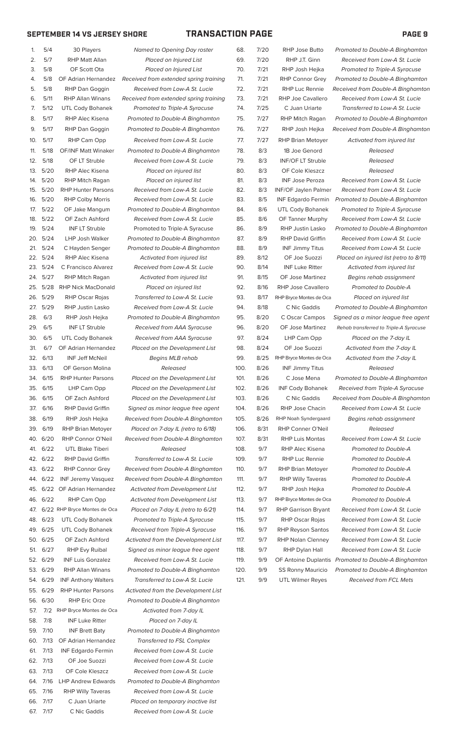## TRANSACTION PAGE

| | | | |
|---|---|---|---|
| 1. | 5/4 | 30 Players | Named to Opening Day roster |
| 2. | 5/7 | RHP Matt Allan | Placed on Injured List |
| 3. | 5/8 | OF Scott Ota | Placed on Injured List |
| 4. | 5/8 | OF Adrian Hernandez | Received from extended spring training |
| 5. | 5/8 | RHP Dan Goggin | Received from Low-A St. Lucie |
| 6. | 5/11 | RHP Allan Winans | Received from extended spring training |
| 7. | 5/12 | UTL Cody Bohanek | Promoted to Triple-A Syracuse |
| 8. | 5/17 | RHP Alec Kisena | Promoted to Double-A Binghamton |
| 9. | 5/17 | RHP Dan Goggin | Promoted to Double-A Binghamton |
| 10. | 5/17 | RHP Cam Opp | Received from Low-A St. Lucie |
| 11. | 5/18 | OF/INF Matt Winaker | Promoted to Double-A Binghamton |
| 12. | 5/18 | OF LT Struble | Received from Low-A St. Lucie |
| 13. | 5/20 | RHP Alec Kisena | Placed on injured list |
| 14. | 5/20 | RHP Mitch Ragan | Placed on injured list |
| 15. | 5/20 | RHP Hunter Parsons | Received from Low-A St. Lucie |
| 16. | 5/20 | RHP Colby Morris | Received from Low-A St. Lucie |
| 17. | 5/22 | OF Jake Mangum | Promoted to Double-A Binghamton |
| 18. | 5/22 | OF Zach Ashford | Received from Low-A St. Lucie |
| 19. | 5/24 | INF LT Struble | Promoted to Triple-A Syracuse |
| 20. | 5/24 | LHP Josh Walker | Promoted to Double-A Binghamton |
| 21. | 5/24 | C Hayden Senger | Promoted to Double-A Binghamton |
| 22. | 5/24 | RHP Alec Kisena | Activated from injured list |
| 23. | 5/24 | C Francisco Alvarez | Received from Low-A St. Lucie |
| 24. | 5/27 | RHP Mitch Ragan | Activated from injured list |
| 25. | 5/28 | RHP Nick MacDonald | Placed on injured list |
| 26. | 5/29 | RHP Oscar Rojas | Transferred to Low-A St. Lucie |
| 27. | 5/29 | RHP Justin Lasko | Received from Low-A St. Lucie |
| 28. | 6/3 | RHP Josh Hejka | Promoted to Double-A Binghamton |
| 29. | 6/5 | INF LT Struble | Received from AAA Syracuse |
| 30. | 6/5 | UTL Cody Bohanek | Received from AAA Syracuse |
| 31. | 6/7 | OF Adrian Hernandez | Placed on the Development List |
| 32. | 6/13 | INF Jeff McNeil | Begins MLB rehab |
| 33. | 6/13 | OF Gerson Molina | Released |
| 34. | 6/15 | RHP Hunter Parsons | Placed on the Development List |
| 35. | 6/15 | LHP Cam Opp | Placed on the Development List |
| 36. | 6/15 | OF Zach Ashford | Placed on the Development List |
| 37. | 6/16 | RHP David Griffin | Signed as minor league free agent |
| 38. | 6/19 | RHP Josh Hejka | Received from Double-A Binghamton |
| 39. | 6/19 | RHP Brian Metoyer | Placed on 7-day IL (retro to 6/18) |
| 40. | 6/20 | RHP Connor O'Neil | Received from Double-A Binghamton |
| 41. | 6/22 | UTL Blake Tiberi | Released |
| 42. | 6/22 | RHP David Griffin | Transferred to Low-A St. Lucie |
| 43. | 6/22 | RHP Connor Grey | Received from Double-A Binghamton |
| 44. | 6/22 | INF Jeremy Vasquez | Received from Double-A Binghamton |
| 45. | 6/22 | OF Adrian Hernandez | Activated from Development List |
| 46. | 6/22 | RHP Cam Opp | Activated from Development List |
| 47. | 6/22 | RHP Bryce Montes de Oca | Placed on 7-day IL (retro to 6/21) |
| 48. | 6/23 | UTL Cody Bohanek | Promoted to Triple-A Syracuse |
| 49. | 6/25 | UTL Cody Bohanek | Received from Triple-A Syracuse |
| 50. | 6/25 | OF Zach Ashford | Activated from the Development List |
| 51. | 6/27 | RHP Evy Ruibal | Signed as minor league free agent |
| 52. | 6/29 | INF Luis Gonzalez | Received from Low-A St. Lucie |
| 53. | 6/29 | RHP Allan Winans | Promoted to Double-A Binghamton |
| 54. | 6/29 | INF Anthony Walters | Transferred to Low-A St. Lucie |
| 55. | 6/29 | RHP Hunter Parsons | Activated from the Development List |
| 56. | 6/30 | RHP Eric Orze | Promoted to Double-A Binghamton |
| 57. | 7/2 | RHP Bryce Montes de Oca | Activated from 7-day IL |
| 58. | 7/8 | INF Luke Ritter | Placed on 7-day IL |
| 59. | 7/10 | INF Brett Baty | Promoted to Double-A Binghamton |
| 60. | 7/13 | OF Adrian Hernandez | Transferred to FSL Complex |
| 61. | 7/13 | INF Edgardo Fermin | Received from Low-A St. Lucie |
| 62. | 7/13 | OF Joe Suozzi | Received from Low-A St. Lucie |
| 63. | 7/13 | OF Cole Kleszcz | Received from Low-A St. Lucie |
| 64. | 7/16 | LHP Andrew Edwards | Promoted to Double-A Binghamton |
| 65. | 7/16 | RHP Willy Taveras | Received from Low-A St. Lucie |
| 66. | 7/17 | C Juan Uriarte | Placed on temporary inactive list |
| 67. | 7/17 | C Nic Gaddis | Received from Low-A St. Lucie |
| 68. | 7/20 | RHP Jose Butto | Promoted to Double-A Binghamton |
| 69. | 7/20 | RHP J.T. Ginn | Received from Low-A St. Lucie |
| 70. | 7/21 | RHP Josh Hejka | Promoted to Triple-A Syracuse |
| 71. | 7/21 | RHP Connor Grey | Promoted to Double-A Binghamton |
| 72. | 7/21 | RHP Luc Rennie | Received from Double-A Binghamton |
| 73. | 7/21 | RHP Joe Cavallero | Received from Low-A St. Lucie |
| 74. | 7/25 | C Juan Uriarte | Transferred to Low-A St. Lucie |
| 75. | 7/27 | RHP Mitch Ragan | Promoted to Double-A Binghamton |
| 76. | 7/27 | RHP Josh Hejka | Received from Double-A Binghamton |
| 77. | 7/27 | RHP Brian Metoyer | Activated from injured list |
| 78. | 8/3 | 1B Joe Genord | Released |
| 79. | 8/3 | INF/OF LT Struble | Released |
| 80. | 8/3 | OF Cole Kleszcz | Released |
| 81. | 8/3 | INF Jose Peroza | Received from Low-A St. Lucie |
| 82. | 8/3 | INF/OF Jaylen Palmer | Received from Low-A St. Lucie |
| 83. | 8/5 | INF Edgardo Fermin | Promoted to Double-A Binghamton |
| 84. | 8/6 | UTL Cody Bohanek | Promoted to Triple-A Syracuse |
| 85. | 8/6 | OF Tanner Murphy | Received from Low-A St. Lucie |
| 86. | 8/9 | RHP Justin Lasko | Promoted to Double-A Binghamton |
| 87. | 8/9 | RHP David Griffin | Received from Low-A St. Lucie |
| 88. | 8/9 | INF Jimmy Titus | Received from Low-A St. Lucie |
| 89. | 8/12 | OF Joe Suozzi | Placed on injured list (retro to 8/11) |
| 90. | 8/14 | INF Luke Ritter | Activated from injured list |
| 91. | 8/15 | OF Jose Martinez | Begins rehab assignment |
| 92. | 8/16 | RHP Jose Cavallero | Promoted to Double-A |
| 93. | 8/17 | RHP Bryce Montes de Oca | Placed on injured list |
| 94. | 8/18 | C Nic Gaddis | Promoted to Double-A Binghamton |
| 95. | 8/20 | C Oscar Campos | Signed as a minor league free agent |
| 96. | 8/20 | OF Jose Martinez | Rehab transferred to Triple-A Syracuse |
| 97. | 8/24 | LHP Cam Opp | Placed on the 7-day IL |
| 98. | 8/24 | OF Joe Suozzi | Activated from the 7-day IL |
| 99. | 8/25 | RHP Bryce Montes de Oca | Activated from the 7-day IL |
| 100. | 8/26 | INF Jimmy Titus | Released |
| 101. | 8/26 | C Jose Mena | Promoted to Double-A Binghamton |
| 102. | 8/26 | INF Cody Bohanek | Received from Triple-A Syracuse |
| 103. | 8/26 | C Nic Gaddis | Received from Double-A Binghamton |
| 104. | 8/26 | RHP Jose Chacin | Received from Low-A St. Lucie |
| 105. | 8/26 | RHP Noah Syndergaard | Begins rehab assignment |
| 106. | 8/31 | RHP Conner O'Neil | Released |
| 107. | 8/31 | RHP Luis Montas | Received from Low-A St. Lucie |
| 108. | 9/7 | RHP Alec Kisena | Promoted to Double-A |
| 109. | 9/7 | RHP Luc Rennie | Promoted to Double-A |
| 110. | 9/7 | RHP Brian Metoyer | Promoted to Double-A |
| 111. | 9/7 | RHP Willy Taveras | Promoted to Double-A |
| 112. | 9/7 | RHP Josh Hejka | Promoted to Double-A |
| 113. | 9/7 | RHP Bryce Montes de Oca | Promoted to Double-A |
| 114. | 9/7 | RHP Garrison Bryant | Received from Low-A St. Lucie |
| 115. | 9/7 | RHP Oscar Rojas | Received from Low-A St. Lucie |
| 116. | 9/7 | RHP Reyson Santos | Received from Low-A St. Lucie |
| 117. | 9/7 | RHP Nolan Clenney | Received from Low-A St. Lucie |
| 118. | 9/7 | RHP Dylan Hall | Received from Low-A St. Lucie |
| 119. | 9/9 | OF Antoine Duplantis | Promoted to Double-A Binghamton |
| 120. | 9/9 | SS Ronny Mauricio | Promoted to Double-A Binghamton |
| 121. | 9/9 | UTL Wilmer Reyes | Received from FCL Mets |